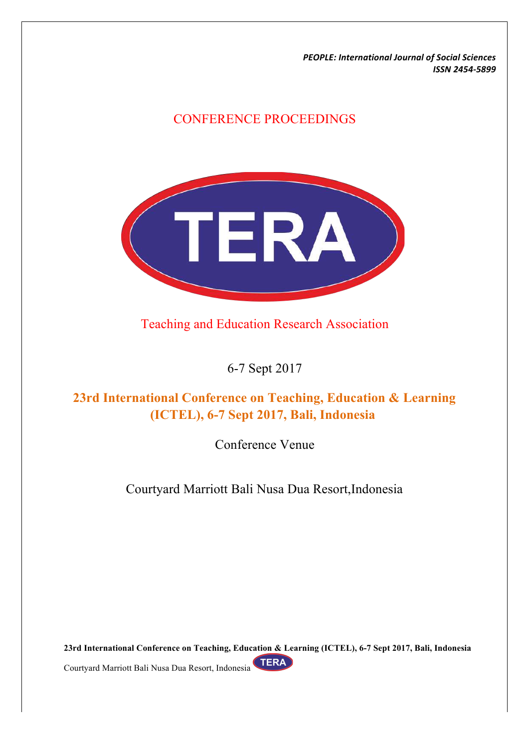*PEOPLE: International Journal of Social Sciences*
*ISSN 2454-5899*

# CONFERENCE PROCEEDINGS

TERA

Teaching and Education Research Association

6-7 Sept 2017

## 23rd International Conference on Teaching, Education & Learning (ICTEL), 6-7 Sept 2017, Bali, Indonesia

Conference Venue

Courtyard Marriott Bali Nusa Dua Resort,Indonesia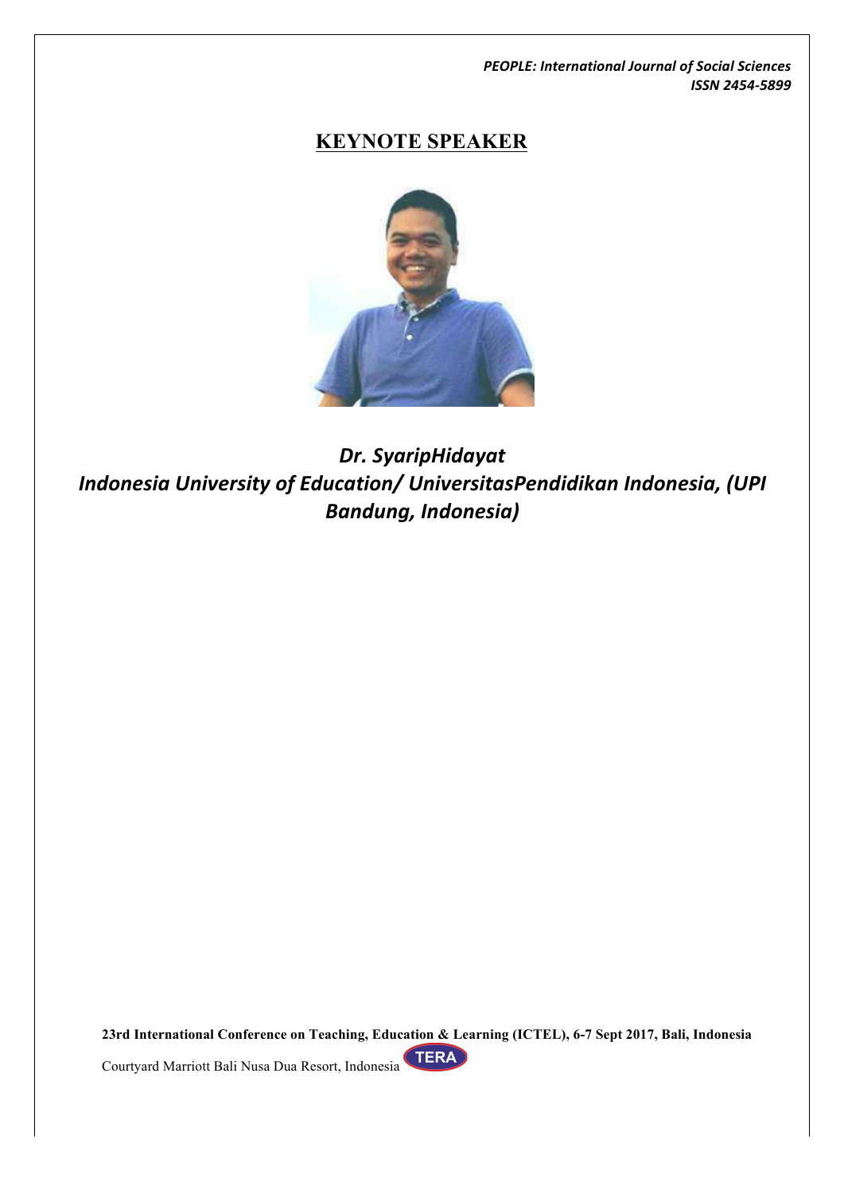## KEYNOTE SPEAKER

***Dr. SyaripHidayat***
***Indonesia University of Education/ UniversitasPendidikan Indonesia, (UPI Bandung, Indonesia)***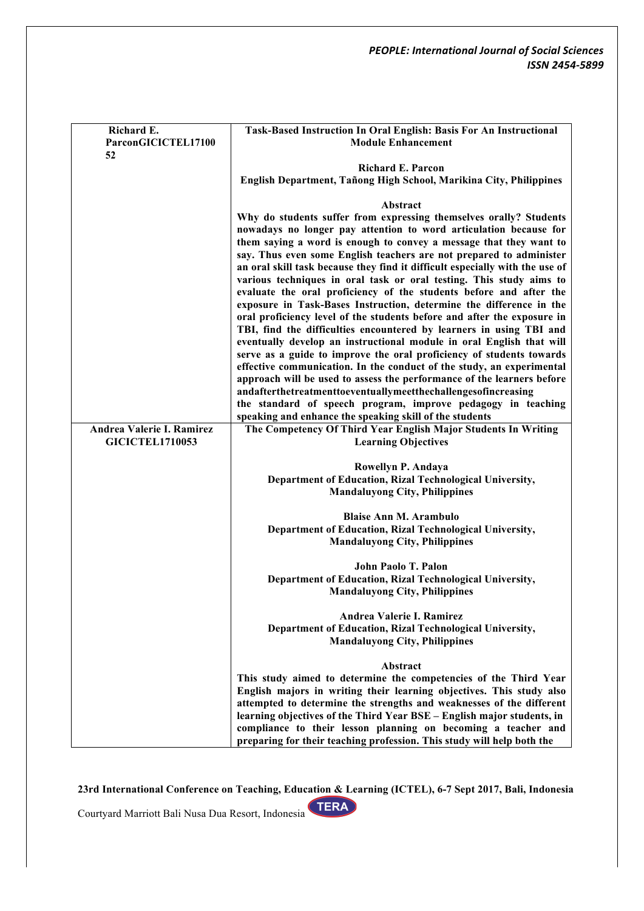| | |
|---|---|
| **Richard E. ParconGICICTEL1710052** | **Task-Based Instruction In Oral English: Basis For An Instructional Module Enhancement**<br><br>**Richard E. Parcon**<br>**English Department, Tañong High School, Marikina City, Philippines**<br><br>**Abstract**<br>**Why do students suffer from expressing themselves orally? Students nowadays no longer pay attention to word articulation because for them saying a word is enough to convey a message that they want to say. Thus even some English teachers are not prepared to administer an oral skill task because they find it difficult especially with the use of various techniques in oral task or oral testing. This study aims to evaluate the oral proficiency of the students before and after the exposure in Task-Bases Instruction, determine the difference in the oral proficiency level of the students before and after the exposure in TBI, find the difficulties encountered by learners in using TBI and eventually develop an instructional module in oral English that will serve as a guide to improve the oral proficiency of students towards effective communication. In the conduct of the study, an experimental approach will be used to assess the performance of the learners before andafterthetreatmenttoeventuallymeetthechallengesofincreasing the standard of speech program, improve pedagogy in teaching speaking and enhance the speaking skill of the students** |
| **Andrea Valerie I. Ramirez GICICTEL1710053** | **The Competency Of Third Year English Major Students In Writing Learning Objectives**<br><br>**Rowellyn P. Andaya**<br>**Department of Education, Rizal Technological University, Mandaluyong City, Philippines**<br><br>**Blaise Ann M. Arambulo**<br>**Department of Education, Rizal Technological University, Mandaluyong City, Philippines**<br><br>**John Paolo T. Palon**<br>**Department of Education, Rizal Technological University, Mandaluyong City, Philippines**<br><br>**Andrea Valerie I. Ramirez**<br>**Department of Education, Rizal Technological University, Mandaluyong City, Philippines**<br><br>**Abstract**<br>**This study aimed to determine the competencies of the Third Year English majors in writing their learning objectives. This study also attempted to determine the strengths and weaknesses of the different learning objectives of the Third Year BSE – English major students, in compliance to their lesson planning on becoming a teacher and preparing for their teaching profession. This study will help both the** |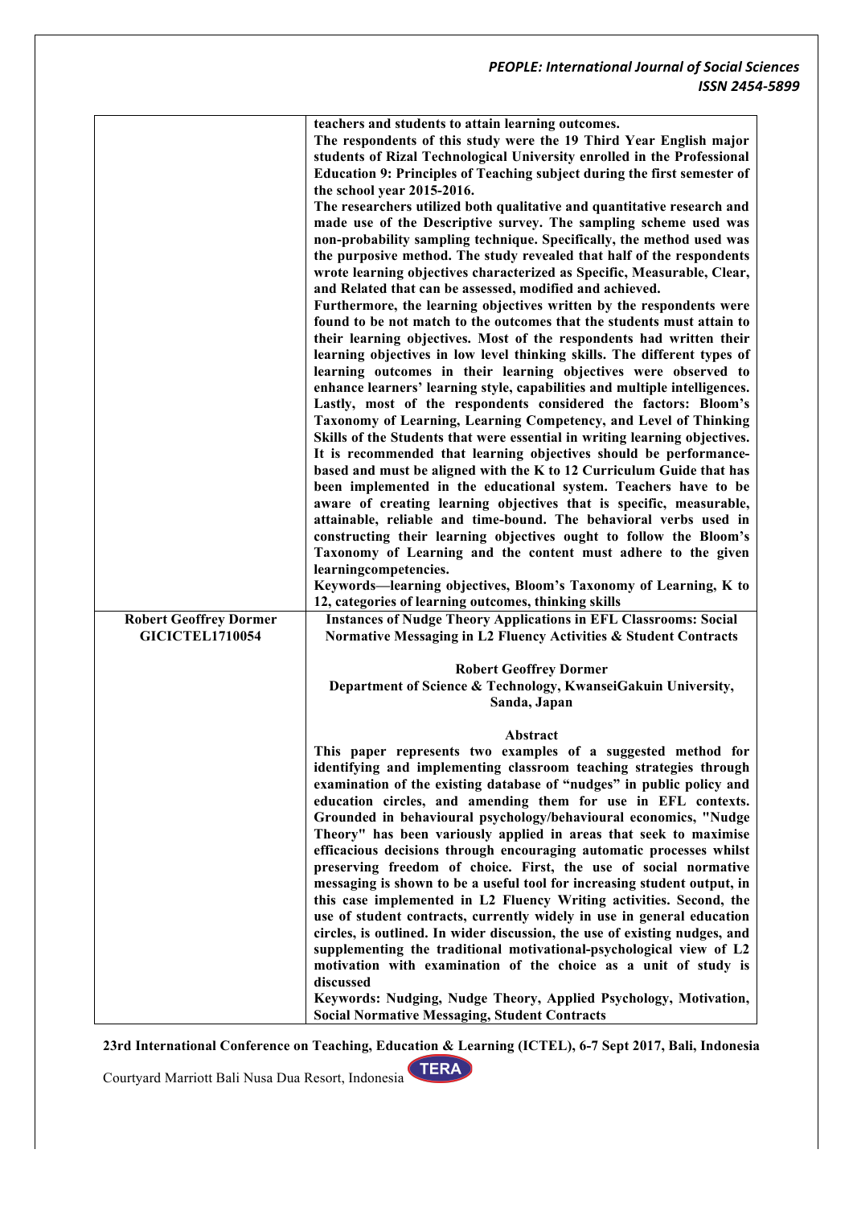| | |
|---|---|
| | teachers and students to attain learning outcomes.<br>The respondents of this study were the 19 Third Year English major students of Rizal Technological University enrolled in the Professional Education 9: Principles of Teaching subject during the first semester of the school year 2015-2016.<br>The researchers utilized both qualitative and quantitative research and made use of the Descriptive survey. The sampling scheme used was non-probability sampling technique. Specifically, the method used was the purposive method. The study revealed that half of the respondents wrote learning objectives characterized as Specific, Measurable, Clear, and Related that can be assessed, modified and achieved.<br>Furthermore, the learning objectives written by the respondents were found to be not match to the outcomes that the students must attain to their learning objectives. Most of the respondents had written their learning objectives in low level thinking skills. The different types of learning outcomes in their learning objectives were observed to enhance learners' learning style, capabilities and multiple intelligences. Lastly, most of the respondents considered the factors: Bloom's Taxonomy of Learning, Learning Competency, and Level of Thinking Skills of the Students that were essential in writing learning objectives. It is recommended that learning objectives should be performance-based and must be aligned with the K to 12 Curriculum Guide that has been implemented in the educational system. Teachers have to be aware of creating learning objectives that is specific, measurable, attainable, reliable and time-bound. The behavioral verbs used in constructing their learning objectives ought to follow the Bloom's Taxonomy of Learning and the content must adhere to the given learningcompetencies.<br>Keywords—learning objectives, Bloom's Taxonomy of Learning, K to 12, categories of learning outcomes, thinking skills |
| **Robert Geoffrey Dormer**<br>**GICICTEL1710054** | **Instances of Nudge Theory Applications in EFL Classrooms: Social Normative Messaging in L2 Fluency Activities & Student Contracts**<br><br>**Robert Geoffrey Dormer**<br>**Department of Science & Technology, KwanseiGakuin University, Sanda, Japan**<br><br>**Abstract**<br>This paper represents two examples of a suggested method for identifying and implementing classroom teaching strategies through examination of the existing database of "nudges" in public policy and education circles, and amending them for use in EFL contexts. Grounded in behavioural psychology/behavioural economics, "Nudge Theory" has been variously applied in areas that seek to maximise efficacious decisions through encouraging automatic processes whilst preserving freedom of choice. First, the use of social normative messaging is shown to be a useful tool for increasing student output, in this case implemented in L2 Fluency Writing activities. Second, the use of student contracts, currently widely in use in general education circles, is outlined. In wider discussion, the use of existing nudges, and supplementing the traditional motivational-psychological view of L2 motivation with examination of the choice as a unit of study is discussed<br>Keywords: Nudging, Nudge Theory, Applied Psychology, Motivation, Social Normative Messaging, Student Contracts |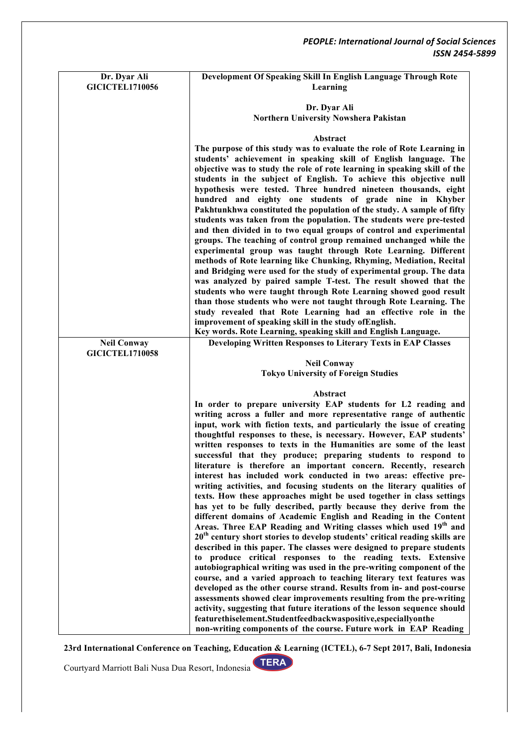| | |
|---|---|
| **Dr. Dyar Ali**<br>**GICICTEL1710056** | **Development Of Speaking Skill In English Language Through Rote Learning**<br><br>**Dr. Dyar Ali**<br>**Northern University Nowshera Pakistan**<br><br>**Abstract**<br>**The purpose of this study was to evaluate the role of Rote Learning in students' achievement in speaking skill of English language. The objective was to study the role of rote learning in speaking skill of the students in the subject of English. To achieve this objective null hypothesis were tested. Three hundred nineteen thousands, eight hundred and eighty one students of grade nine in Khyber Pakhtunkhwa constituted the population of the study. A sample of fifty students was taken from the population. The students were pre-tested and then divided in to two equal groups of control and experimental groups. The teaching of control group remained unchanged while the experimental group was taught through Rote Learning. Different methods of Rote learning like Chunking, Rhyming, Mediation, Recital and Bridging were used for the study of experimental group. The data was analyzed by paired sample T-test. The result showed that the students who were taught through Rote Learning showed good result than those students who were not taught through Rote Learning. The study revealed that Rote Learning had an effective role in the improvement of speaking skill in the study ofEnglish.**<br>**Key words. Rote Learning, speaking skill and English Language.** |
| **Neil Conway**<br>**GICICTEL1710058** | **Developing Written Responses to Literary Texts in EAP Classes**<br><br>**Neil Conway**<br>**Tokyo University of Foreign Studies**<br><br>**Abstract**<br>**In order to prepare university EAP students for L2 reading and writing across a fuller and more representative range of authentic input, work with fiction texts, and particularly the issue of creating thoughtful responses to these, is necessary. However, EAP students' written responses to texts in the Humanities are some of the least successful that they produce; preparing students to respond to literature is therefore an important concern. Recently, research interest has included work conducted in two areas: effective pre-writing activities, and focusing students on the literary qualities of texts. How these approaches might be used together in class settings has yet to be fully described, partly because they derive from the different domains of Academic English and Reading in the Content Areas. Three EAP Reading and Writing classes which used 19th and 20th century short stories to develop students' critical reading skills are described in this paper. The classes were designed to prepare students to produce critical responses to the reading texts. Extensive autobiographical writing was used in the pre-writing component of the course, and a varied approach to teaching literary text features was developed as the other course strand. Results from in- and post-course assessments showed clear improvements resulting from the pre-writing activity, suggesting that future iterations of the lesson sequence should featurethiselement.Studentfeedbackwaspositive,especiallyonthe non-writing components of the course. Future work in EAP Reading** |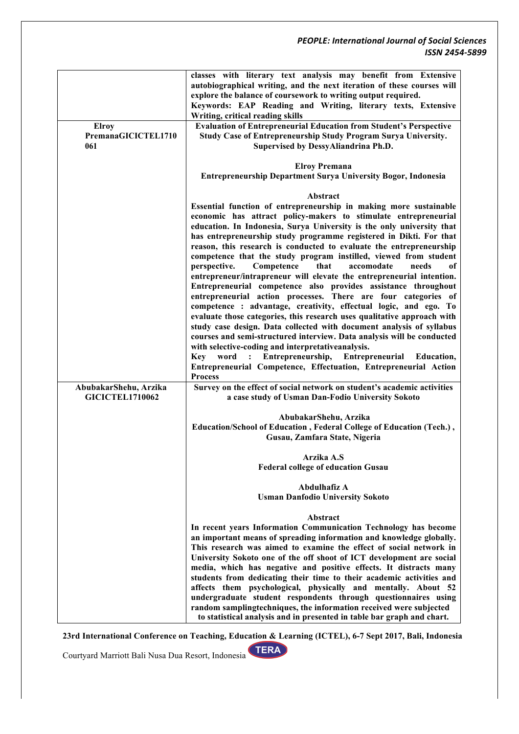| | |
|---|---|
| | **classes with literary text analysis may benefit from Extensive autobiographical writing, and the next iteration of these courses will explore the balance of coursework to writing output required.**<br>**Keywords: EAP Reading and Writing, literary texts, Extensive Writing, critical reading skills** |
| **Elroy PremanaGICICTEL1710061** | **Evaluation of Entrepreneurial Education from Student's Perspective Study Case of Entrepreneurship Study Program Surya University. Supervised by DessyAliandrina Ph.D.**<br><br>**Elroy Premana**<br>**Entrepreneurship Department Surya University Bogor, Indonesia**<br><br>**Abstract**<br>**Essential function of entrepreneurship in making more sustainable economic has attract policy-makers to stimulate entrepreneurial education. In Indonesia, Surya University is the only university that has entrepreneurship study programme registered in Dikti. For that reason, this research is conducted to evaluate the entrepreneurship competence that the study program instilled, viewed from student perspective. Competence that accomodate needs of entrepreneur/intrapreneur will elevate the entrepreneurial intention. Entrepreneurial competence also provides assistance throughout entrepreneurial action processes. There are four categories of competence : advantage, creativity, effectual logic, and ego. To evaluate those categories, this research uses qualitative approach with study case design. Data collected with document analysis of syllabus courses and semi-structured interview. Data analysis will be conducted with selective-coding and interpretativeanalysis.**<br>**Key word : Entrepreneurship, Entrepreneurial Education, Entrepreneurial Competence, Effectuation, Entrepreneurial Action Process** |
| **AbubakarShehu, Arzika GICICTEL1710062** | **Survey on the effect of social network on student's academic activities a case study of Usman Dan-Fodio University Sokoto**<br><br>**AbubakarShehu, Arzika**<br>**Education/School of Education , Federal College of Education (Tech.) , Gusau, Zamfara State, Nigeria**<br><br>**Arzika A.S**<br>**Federal college of education Gusau**<br><br>**Abdulhafiz A**<br>**Usman Danfodio University Sokoto**<br><br>**Abstract**<br>**In recent years Information Communication Technology has become an important means of spreading information and knowledge globally. This research was aimed to examine the effect of social network in University Sokoto one of the off shoot of ICT development are social media, which has negative and positive effects. It distracts many students from dedicating their time to their academic activities and affects them psychological, physically and mentally. About 52 undergraduate student respondents through questionnaires using random samplingtechniques, the information received were subjected to statistical analysis and in presented in table bar graph and chart.** |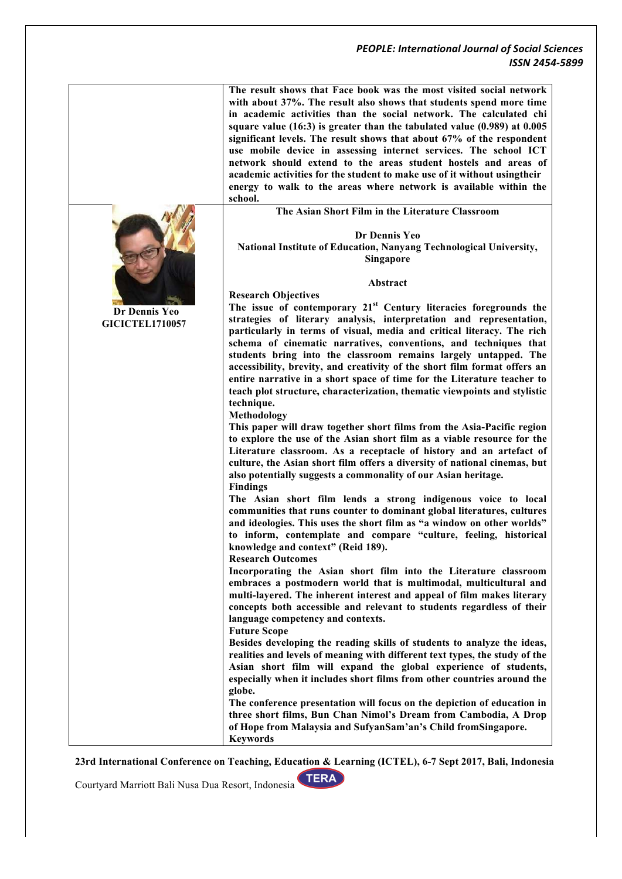**The result shows that Face book was the most visited social network with about 37%. The result also shows that students spend more time in academic activities than the social network. The calculated chi square value (16:3) is greater than the tabulated value (0.989) at 0.005 significant levels. The result shows that about 67% of the respondent use mobile device in assessing internet services. The school ICT network should extend to the areas student hostels and areas of academic activities for the student to make use of it without usingtheir energy to walk to the areas where network is available within the school.**

**Dr Dennis Yeo**
**GICICTEL1710057**

## The Asian Short Film in the Literature Classroom

**Dr Dennis Yeo**
**National Institute of Education, Nanyang Technological University, Singapore**

### Abstract

**Research Objectives**

**The issue of contemporary 21st Century literacies foregrounds the strategies of literary analysis, interpretation and representation, particularly in terms of visual, media and critical literacy. The rich schema of cinematic narratives, conventions, and techniques that students bring into the classroom remains largely untapped. The accessibility, brevity, and creativity of the short film format offers an entire narrative in a short space of time for the Literature teacher to teach plot structure, characterization, thematic viewpoints and stylistic technique.**

**Methodology**

**This paper will draw together short films from the Asia-Pacific region to explore the use of the Asian short film as a viable resource for the Literature classroom. As a receptacle of history and an artefact of culture, the Asian short film offers a diversity of national cinemas, but also potentially suggests a commonality of our Asian heritage.**

**Findings**

**The Asian short film lends a strong indigenous voice to local communities that runs counter to dominant global literatures, cultures and ideologies. This uses the short film as "a window on other worlds" to inform, contemplate and compare "culture, feeling, historical knowledge and context" (Reid 189).**

**Research Outcomes**

**Incorporating the Asian short film into the Literature classroom embraces a postmodern world that is multimodal, multicultural and multi-layered. The inherent interest and appeal of film makes literary concepts both accessible and relevant to students regardless of their language competency and contexts.**

**Future Scope**

**Besides developing the reading skills of students to analyze the ideas, realities and levels of meaning with different text types, the study of the Asian short film will expand the global experience of students, especially when it includes short films from other countries around the globe.**

**The conference presentation will focus on the depiction of education in three short films, Bun Chan Nimol's Dream from Cambodia, A Drop of Hope from Malaysia and SufyanSam'an's Child fromSingapore.**

**Keywords**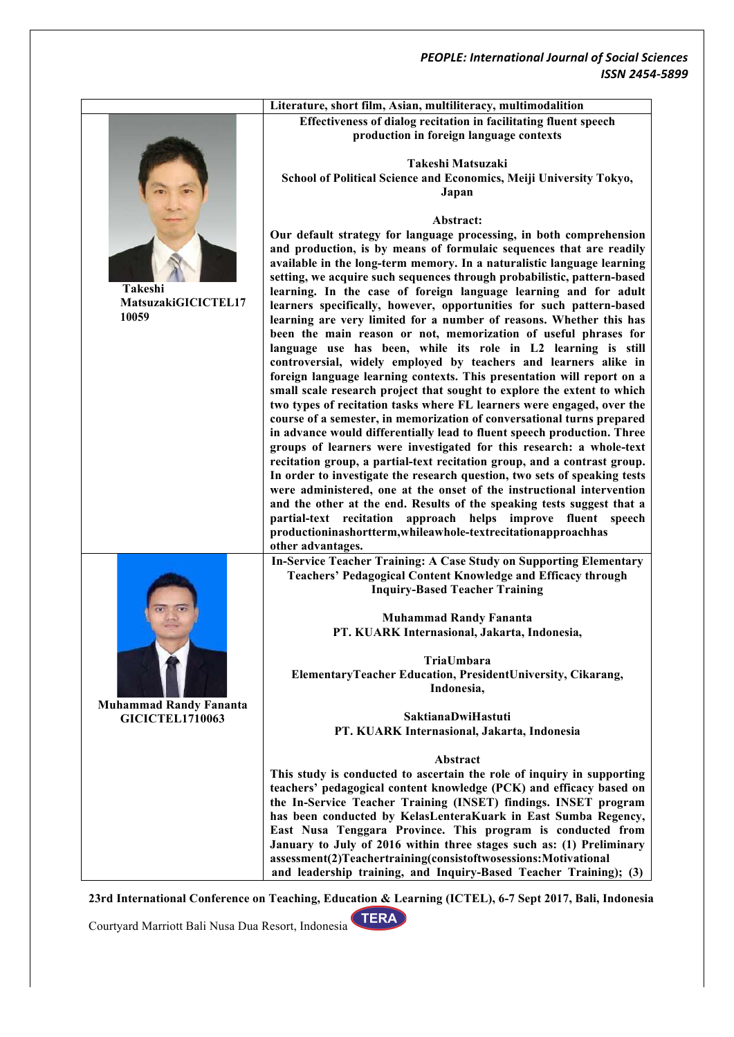Literature, short film, Asian, multiliteracy, multimodalition

Takeshi MatsuzakiGICICTEL1710059

**Effectiveness of dialog recitation in facilitating fluent speech production in foreign language contexts**

**Takeshi Matsuzaki**
**School of Political Science and Economics, Meiji University Tokyo, Japan**

**Abstract:**

**Our default strategy for language processing, in both comprehension and production, is by means of formulaic sequences that are readily available in the long-term memory. In a naturalistic language learning setting, we acquire such sequences through probabilistic, pattern-based learning. In the case of foreign language learning and for adult learners specifically, however, opportunities for such pattern-based learning are very limited for a number of reasons. Whether this has been the main reason or not, memorization of useful phrases for language use has been, while its role in L2 learning is still controversial, widely employed by teachers and learners alike in foreign language learning contexts. This presentation will report on a small scale research project that sought to explore the extent to which two types of recitation tasks where FL learners were engaged, over the course of a semester, in memorization of conversational turns prepared in advance would differentially lead to fluent speech production. Three groups of learners were investigated for this research: a whole-text recitation group, a partial-text recitation group, and a contrast group. In order to investigate the research question, two sets of speaking tests were administered, one at the onset of the instructional intervention and the other at the end. Results of the speaking tests suggest that a partial-text recitation approach helps improve fluent speech productioninashortterm,whileawhole-textrecitationapproachhas other advantages.**

Muhammad Randy Fananta GICICTEL1710063

**In-Service Teacher Training: A Case Study on Supporting Elementary Teachers' Pedagogical Content Knowledge and Efficacy through Inquiry-Based Teacher Training**

**Muhammad Randy Fananta**
**PT. KUARK Internasional, Jakarta, Indonesia,**

**TriaUmbara**
**ElementaryTeacher Education, PresidentUniversity, Cikarang, Indonesia,**

**SaktianaDwiHastuti**
**PT. KUARK Internasional, Jakarta, Indonesia**

**Abstract**

**This study is conducted to ascertain the role of inquiry in supporting teachers' pedagogical content knowledge (PCK) and efficacy based on the In-Service Teacher Training (INSET) findings. INSET program has been conducted by KelasLenteraKuark in East Sumba Regency, East Nusa Tenggara Province. This program is conducted from January to July of 2016 within three stages such as: (1) Preliminary assessment(2)Teachertraining(consistoftwosessions:Motivational and leadership training, and Inquiry-Based Teacher Training); (3)**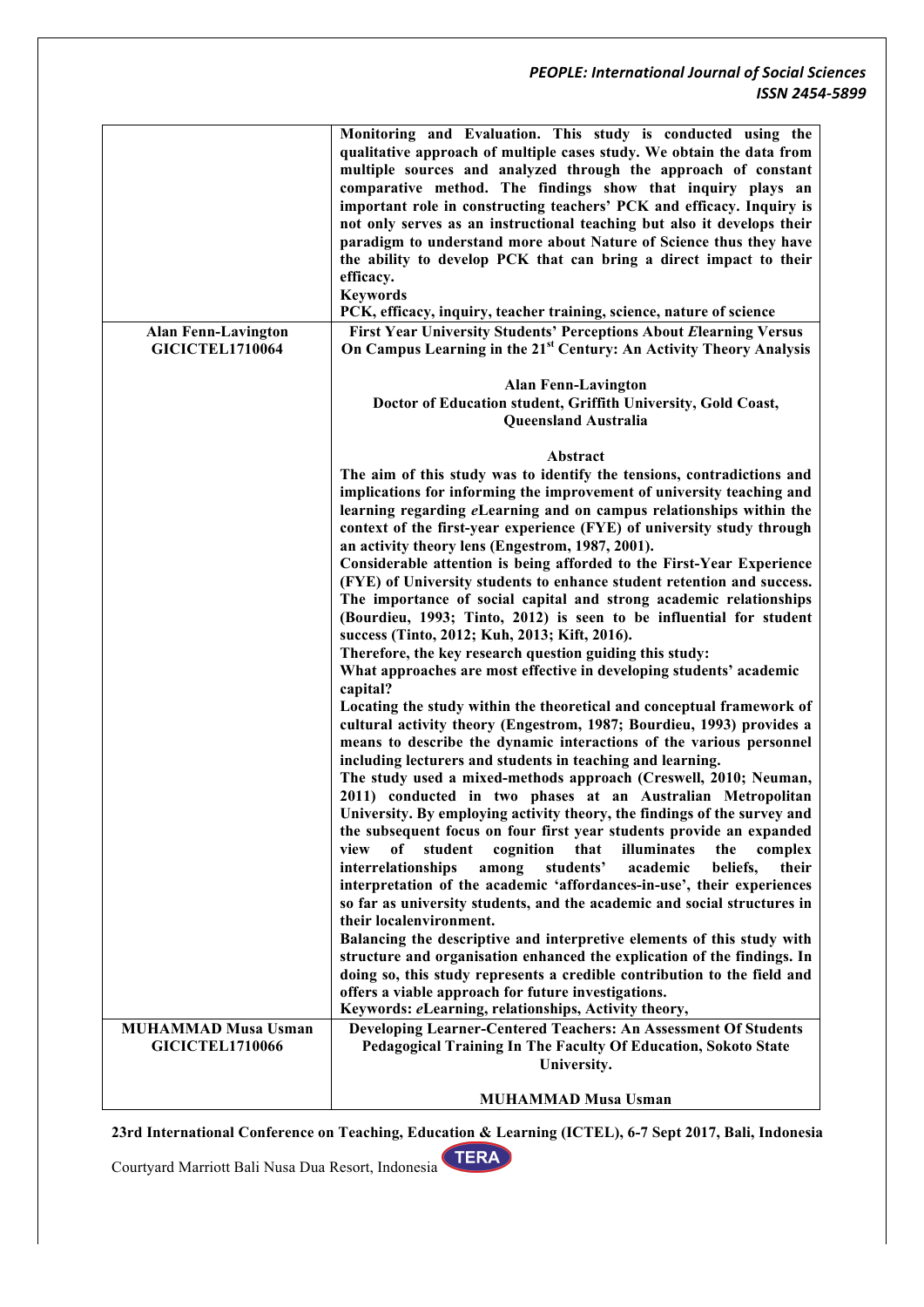| | |
|---|---|
| | **Monitoring and Evaluation. This study is conducted using the qualitative approach of multiple cases study. We obtain the data from multiple sources and analyzed through the approach of constant comparative method. The findings show that inquiry plays an important role in constructing teachers' PCK and efficacy. Inquiry is not only serves as an instructional teaching but also it develops their paradigm to understand more about Nature of Science thus they have the ability to develop PCK that can bring a direct impact to their efficacy.**<br>**Keywords**<br>**PCK, efficacy, inquiry, teacher training, science, nature of science** |
| **Alan Fenn-Lavington**<br>**GICICTEL1710064** | **First Year University Students' Perceptions About *E*learning Versus On Campus Learning in the 21st Century: An Activity Theory Analysis**<br><br>**Alan Fenn-Lavington**<br>**Doctor of Education student, Griffith University, Gold Coast, Queensland Australia**<br><br>**Abstract**<br>**The aim of this study was to identify the tensions, contradictions and implications for informing the improvement of university teaching and learning regarding *e*Learning and on campus relationships within the context of the first-year experience (FYE) of university study through an activity theory lens (Engestrom, 1987, 2001).**<br>**Considerable attention is being afforded to the First-Year Experience (FYE) of University students to enhance student retention and success. The importance of social capital and strong academic relationships (Bourdieu, 1993; Tinto, 2012) is seen to be influential for student success (Tinto, 2012; Kuh, 2013; Kift, 2016).**<br>**Therefore, the key research question guiding this study:**<br>**What approaches are most effective in developing students' academic capital?**<br>**Locating the study within the theoretical and conceptual framework of cultural activity theory (Engestrom, 1987; Bourdieu, 1993) provides a means to describe the dynamic interactions of the various personnel including lecturers and students in teaching and learning.**<br>**The study used a mixed-methods approach (Creswell, 2010; Neuman, 2011) conducted in two phases at an Australian Metropolitan University. By employing activity theory, the findings of the survey and the subsequent focus on four first year students provide an expanded view of student cognition that illuminates the complex interrelationships among students' academic beliefs, their interpretation of the academic 'affordances-in-use', their experiences so far as university students, and the academic and social structures in their localenvironment.**<br>**Balancing the descriptive and interpretive elements of this study with structure and organisation enhanced the explication of the findings. In doing so, this study represents a credible contribution to the field and offers a viable approach for future investigations.**<br>**Keywords: *e*Learning, relationships, Activity theory,** |
| **MUHAMMAD Musa Usman**<br>**GICICTEL1710066** | **Developing Learner-Centered Teachers: An Assessment Of Students Pedagogical Training In The Faculty Of Education, Sokoto State University.**<br><br>**MUHAMMAD Musa Usman** |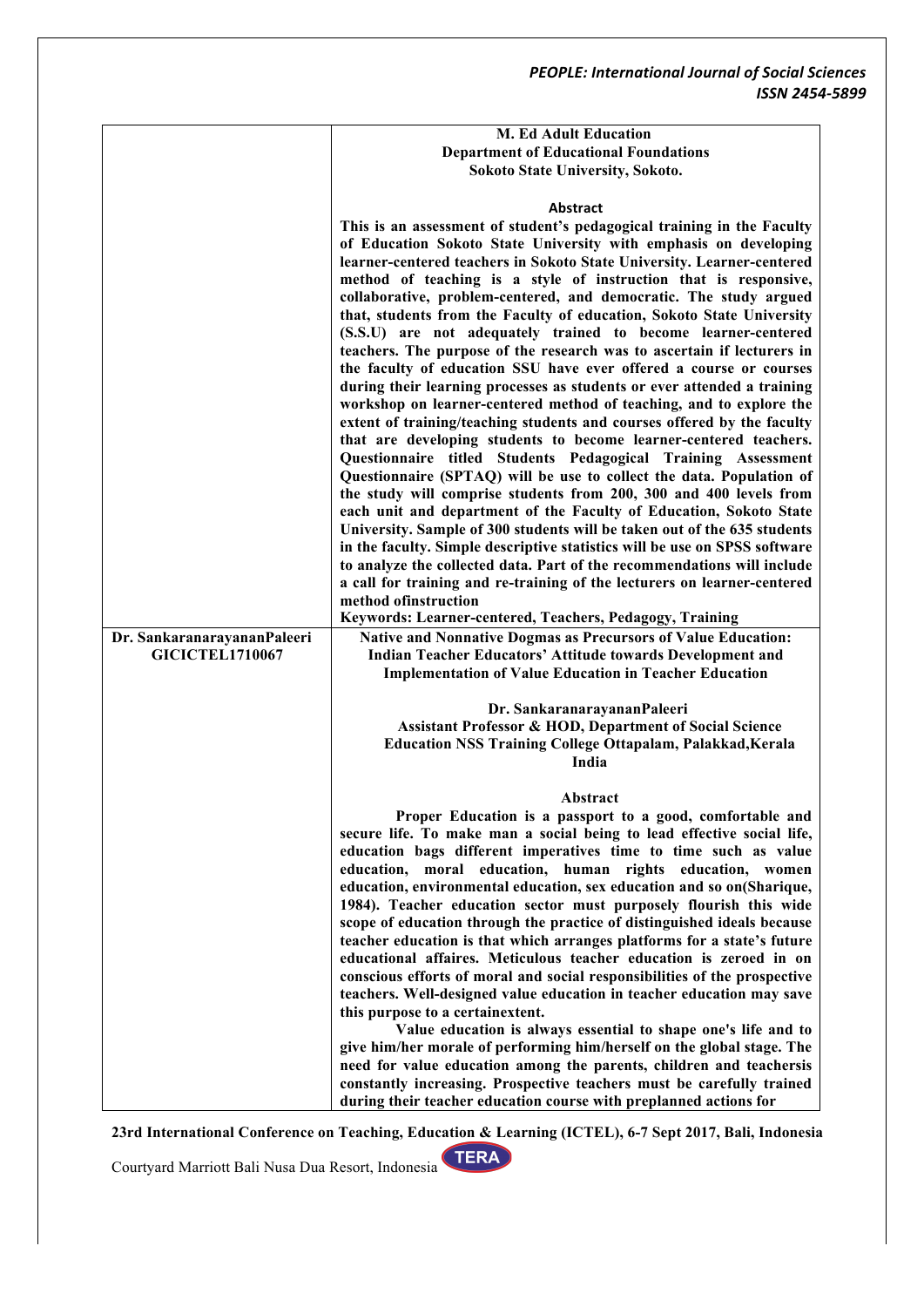**M. Ed Adult Education**
**Department of Educational Foundations**
**Sokoto State University, Sokoto.**

**Abstract**

**This is an assessment of student's pedagogical training in the Faculty of Education Sokoto State University with emphasis on developing learner-centered teachers in Sokoto State University. Learner-centered method of teaching is a style of instruction that is responsive, collaborative, problem-centered, and democratic. The study argued that, students from the Faculty of education, Sokoto State University (S.S.U) are not adequately trained to become learner-centered teachers. The purpose of the research was to ascertain if lecturers in the faculty of education SSU have ever offered a course or courses during their learning processes as students or ever attended a training workshop on learner-centered method of teaching, and to explore the extent of training/teaching students and courses offered by the faculty that are developing students to become learner-centered teachers. Questionnaire titled Students Pedagogical Training Assessment Questionnaire (SPTAQ) will be use to collect the data. Population of the study will comprise students from 200, 300 and 400 levels from each unit and department of the Faculty of Education, Sokoto State University. Sample of 300 students will be taken out of the 635 students in the faculty. Simple descriptive statistics will be use on SPSS software to analyze the collected data. Part of the recommendations will include a call for training and re-training of the lecturers on learner-centered method ofinstruction**

**Keywords: Learner-centered, Teachers, Pedagogy, Training**

**Dr. SankaranarayananPaleeri**
**GICICTEL1710067**

**Native and Nonnative Dogmas as Precursors of Value Education: Indian Teacher Educators' Attitude towards Development and Implementation of Value Education in Teacher Education**

**Dr. SankaranarayananPaleeri**
**Assistant Professor & HOD, Department of Social Science Education NSS Training College Ottapalam, Palakkad,Kerala India**

**Abstract**

**Proper Education is a passport to a good, comfortable and secure life. To make man a social being to lead effective social life, education bags different imperatives time to time such as value education, moral education, human rights education, women education, environmental education, sex education and so on(Sharique, 1984). Teacher education sector must purposely flourish this wide scope of education through the practice of distinguished ideals because teacher education is that which arranges platforms for a state's future educational affaires. Meticulous teacher education is zeroed in on conscious efforts of moral and social responsibilities of the prospective teachers. Well-designed value education in teacher education may save this purpose to a certainextent.**

**Value education is always essential to shape one's life and to give him/her morale of performing him/herself on the global stage. The need for value education among the parents, children and teachersis constantly increasing. Prospective teachers must be carefully trained during their teacher education course with preplanned actions for**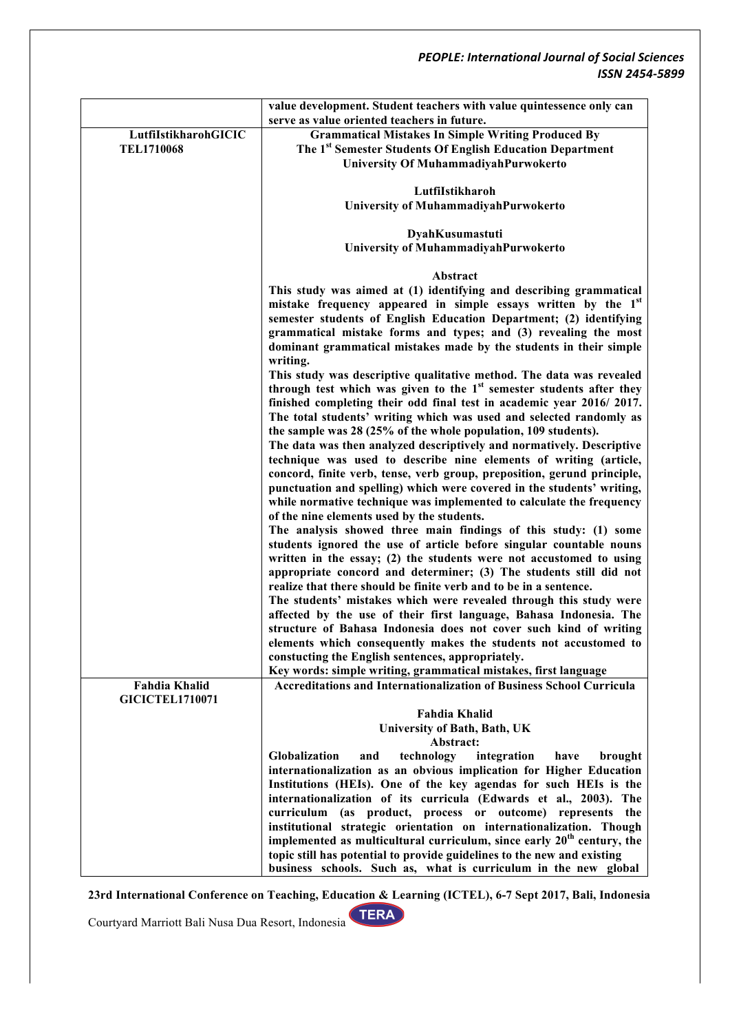| | |
|---|---|
| | **value development. Student teachers with value quintessence only can serve as value oriented teachers in future.** |
| **LutfiIstikharohGICIC TEL1710068** | **Grammatical Mistakes In Simple Writing Produced By The 1st Semester Students Of English Education Department University Of MuhammadiyahPurwokerto**<br><br>**LutfiIstikharoh**<br>**University of MuhammadiyahPurwokerto**<br><br>**DyahKusumastuti**<br>**University of MuhammadiyahPurwokerto**<br><br>**Abstract**<br>**This study was aimed at (1) identifying and describing grammatical mistake frequency appeared in simple essays written by the 1st semester students of English Education Department; (2) identifying grammatical mistake forms and types; and (3) revealing the most dominant grammatical mistakes made by the students in their simple writing.**<br>**This study was descriptive qualitative method. The data was revealed through test which was given to the 1st semester students after they finished completing their odd final test in academic year 2016/ 2017. The total students' writing which was used and selected randomly as the sample was 28 (25% of the whole population, 109 students).**<br>**The data was then analyzed descriptively and normatively. Descriptive technique was used to describe nine elements of writing (article, concord, finite verb, tense, verb group, preposition, gerund principle, punctuation and spelling) which were covered in the students' writing, while normative technique was implemented to calculate the frequency of the nine elements used by the students.**<br>**The analysis showed three main findings of this study: (1) some students ignored the use of article before singular countable nouns written in the essay; (2) the students were not accustomed to using appropriate concord and determiner; (3) The students still did not realize that there should be finite verb and to be in a sentence.**<br>**The students' mistakes which were revealed through this study were affected by the use of their first language, Bahasa Indonesia. The structure of Bahasa Indonesia does not cover such kind of writing elements which consequently makes the students not accustomed to constucting the English sentences, appropriately.**<br>**Key words: simple writing, grammatical mistakes, first language** |
| **Fahdia Khalid GICICTEL1710071** | **Accreditations and Internationalization of Business School Curricula**<br><br>**Fahdia Khalid**<br>**University of Bath, Bath, UK**<br>**Abstract:**<br>**Globalization and technology integration have brought internationalization as an obvious implication for Higher Education Institutions (HEIs). One of the key agendas for such HEIs is the internationalization of its curricula (Edwards et al., 2003). The curriculum (as product, process or outcome) represents the institutional strategic orientation on internationalization. Though implemented as multicultural curriculum, since early 20th century, the topic still has potential to provide guidelines to the new and existing business schools. Such as, what is curriculum in the new global** |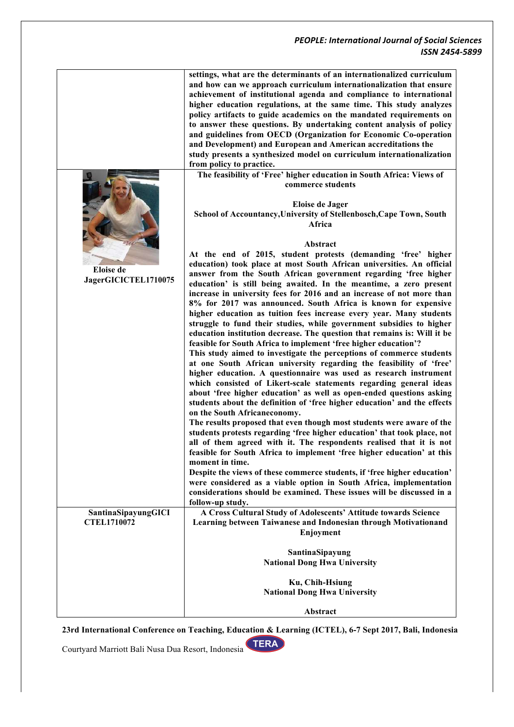settings, what are the determinants of an internationalized curriculum and how can we approach curriculum internationalization that ensure achievement of institutional agenda and compliance to international higher education regulations, at the same time. This study analyzes policy artifacts to guide academics on the mandated requirements on to answer these questions. By undertaking content analysis of policy and guidelines from OECD (Organization for Economic Co-operation and Development) and European and American accreditations the study presents a synthesized model on curriculum internationalization from policy to practice.

**Eloise de JagerGICICTEL1710075**

## The feasibility of 'Free' higher education in South Africa: Views of commerce students

**Eloise de Jager**
**School of Accountancy,University of Stellenbosch,Cape Town, South Africa**

### Abstract

At the end of 2015, student protests (demanding 'free' higher education) took place at most South African universities. An official answer from the South African government regarding 'free higher education' is still being awaited. In the meantime, a zero present increase in university fees for 2016 and an increase of not more than 8% for 2017 was announced. South Africa is known for expensive higher education as tuition fees increase every year. Many students struggle to fund their studies, while government subsidies to higher education institution decrease. The question that remains is: Will it be feasible for South Africa to implement 'free higher education'?

This study aimed to investigate the perceptions of commerce students at one South African university regarding the feasibility of 'free' higher education. A questionnaire was used as research instrument which consisted of Likert-scale statements regarding general ideas about 'free higher education' as well as open-ended questions asking students about the definition of 'free higher education' and the effects on the South Africaneconomy.

The results proposed that even though most students were aware of the students protests regarding 'free higher education' that took place, not all of them agreed with it. The respondents realised that it is not feasible for South Africa to implement 'free higher education' at this moment in time.

Despite the views of these commerce students, if 'free higher education' were considered as a viable option in South Africa, implementation considerations should be examined. These issues will be discussed in a follow-up study.

**SantinaSipayungGICICTEL1710072**

## A Cross Cultural Study of Adolescents' Attitude towards Science Learning between Taiwanese and Indonesian through Motivationand Enjoyment

**SantinaSipayung**
**National Dong Hwa University**

**Ku, Chih-Hsiung**
**National Dong Hwa University**

### Abstract

23rd International Conference on Teaching, Education & Learning (ICTEL), 6-7 Sept 2017, Bali, Indonesia
Courtyard Marriott Bali Nusa Dua Resort, Indonesia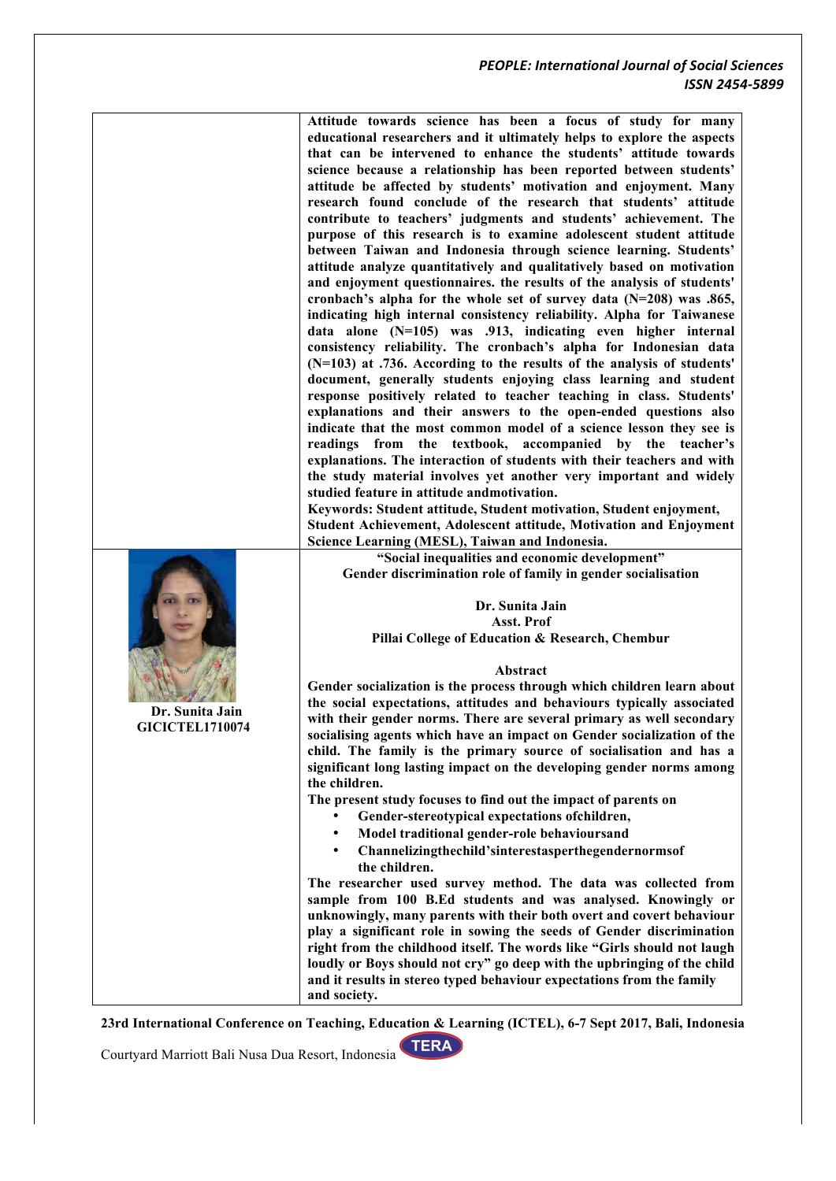**Attitude towards science has been a focus of study for many educational researchers and it ultimately helps to explore the aspects that can be intervened to enhance the students' attitude towards science because a relationship has been reported between students' attitude be affected by students' motivation and enjoyment. Many research found conclude of the research that students' attitude contribute to teachers' judgments and students' achievement. The purpose of this research is to examine adolescent student attitude between Taiwan and Indonesia through science learning. Students' attitude analyze quantitatively and qualitatively based on motivation and enjoyment questionnaires. the results of the analysis of students' cronbach's alpha for the whole set of survey data (N=208) was .865, indicating high internal consistency reliability. Alpha for Taiwanese data alone (N=105) was .913, indicating even higher internal consistency reliability. The cronbach's alpha for Indonesian data (N=103) at .736. According to the results of the analysis of students' document, generally students enjoying class learning and student response positively related to teacher teaching in class. Students' explanations and their answers to the open-ended questions also indicate that the most common model of a science lesson they see is readings from the textbook, accompanied by the teacher's explanations. The interaction of students with their teachers and with the study material involves yet another very important and widely studied feature in attitude andmotivation.**

**Keywords: Student attitude, Student motivation, Student enjoyment, Student Achievement, Adolescent attitude, Motivation and Enjoyment Science Learning (MESL), Taiwan and Indonesia.**

**Dr. Sunita Jain**
**GICICTEL1710074**

**"Social inequalities and economic development"**
**Gender discrimination role of family in gender socialisation**

**Dr. Sunita Jain**
**Asst. Prof**
**Pillai College of Education & Research, Chembur**

**Abstract**

**Gender socialization is the process through which children learn about the social expectations, attitudes and behaviours typically associated with their gender norms. There are several primary as well secondary socialising agents which have an impact on Gender socialization of the child. The family is the primary source of socialisation and has a significant long lasting impact on the developing gender norms among the children.**

**The present study focuses to find out the impact of parents on**

- **Gender-stereotypical expectations ofchildren,**
- **Model traditional gender-role behavioursand**
- **Channelizingthechild'sinterestasperthegendernormsof the children.**

**The researcher used survey method. The data was collected from sample from 100 B.Ed students and was analysed. Knowingly or unknowingly, many parents with their both overt and covert behaviour play a significant role in sowing the seeds of Gender discrimination right from the childhood itself. The words like "Girls should not laugh loudly or Boys should not cry" go deep with the upbringing of the child and it results in stereo typed behaviour expectations from the family and society.**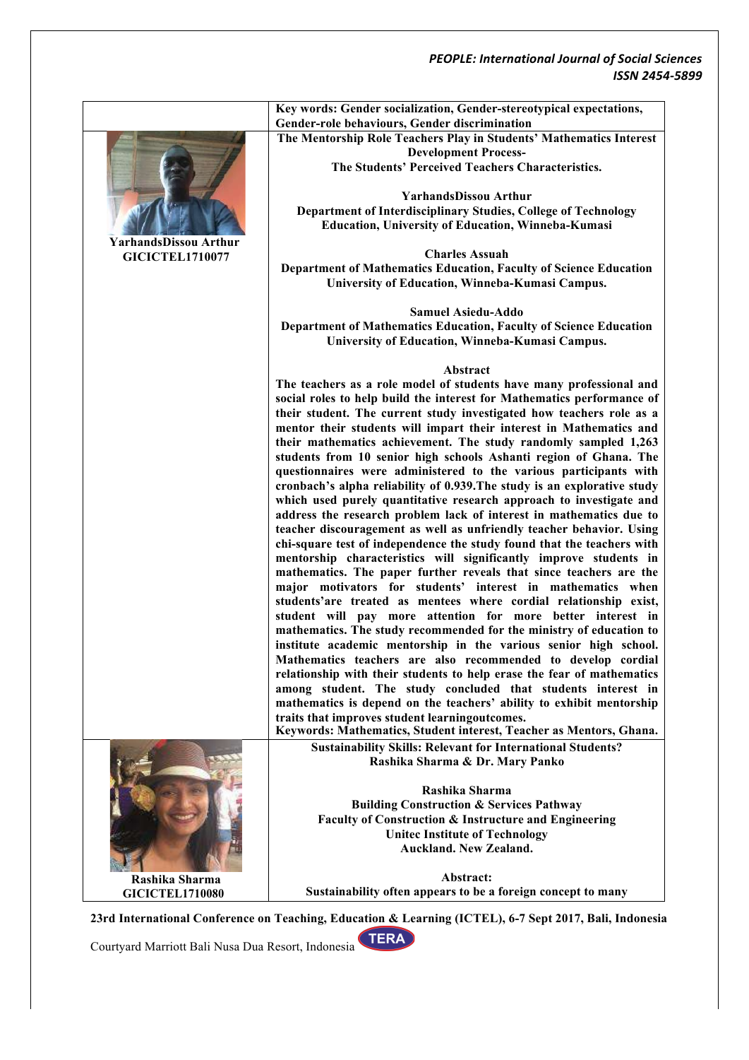Key words: Gender socialization, Gender-stereotypical expectations, Gender-role behaviours, Gender discrimination

**YarhandsDissou Arthur**
**GICICTEL1710077**

**The Mentorship Role Teachers Play in Students' Mathematics Interest Development Process-**
**The Students' Perceived Teachers Characteristics.**

**YarhandsDissou Arthur**
Department of Interdisciplinary Studies, College of Technology Education, University of Education, Winneba-Kumasi

**Charles Assuah**
Department of Mathematics Education, Faculty of Science Education University of Education, Winneba-Kumasi Campus.

**Samuel Asiedu-Addo**
Department of Mathematics Education, Faculty of Science Education University of Education, Winneba-Kumasi Campus.

**Abstract**

The teachers as a role model of students have many professional and social roles to help build the interest for Mathematics performance of their student. The current study investigated how teachers role as a mentor their students will impart their interest in Mathematics and their mathematics achievement. The study randomly sampled 1,263 students from 10 senior high schools Ashanti region of Ghana. The questionnaires were administered to the various participants with cronbach's alpha reliability of 0.939.The study is an explorative study which used purely quantitative research approach to investigate and address the research problem lack of interest in mathematics due to teacher discouragement as well as unfriendly teacher behavior. Using chi-square test of independence the study found that the teachers with mentorship characteristics will significantly improve students in mathematics. The paper further reveals that since teachers are the major motivators for students' interest in mathematics when students'are treated as mentees where cordial relationship exist, student will pay more attention for more better interest in mathematics. The study recommended for the ministry of education to institute academic mentorship in the various senior high school. Mathematics teachers are also recommended to develop cordial relationship with their students to help erase the fear of mathematics among student. The study concluded that students interest in mathematics is depend on the teachers' ability to exhibit mentorship traits that improves student learningoutcomes.

Keywords: Mathematics, Student interest, Teacher as Mentors, Ghana.

**Rashika Sharma**
**GICICTEL1710080**

**Sustainability Skills: Relevant for International Students?**
**Rashika Sharma & Dr. Mary Panko**

**Rashika Sharma**
Building Construction & Services Pathway
Faculty of Construction & Instructure and Engineering
Unitec Institute of Technology
Auckland. New Zealand.

**Abstract:**

Sustainability often appears to be a foreign concept to many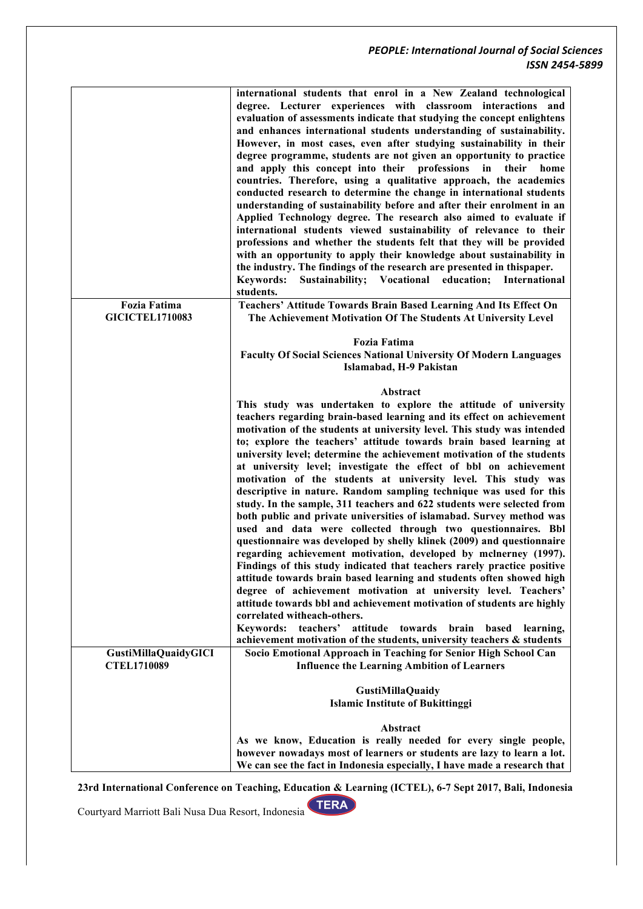| | |
|---|---|
| | **international students that enrol in a New Zealand technological degree. Lecturer experiences with classroom interactions and evaluation of assessments indicate that studying the concept enlightens and enhances international students understanding of sustainability. However, in most cases, even after studying sustainability in their degree programme, students are not given an opportunity to practice and apply this concept into their professions in their home countries. Therefore, using a qualitative approach, the academics conducted research to determine the change in international students understanding of sustainability before and after their enrolment in an Applied Technology degree. The research also aimed to evaluate if international students viewed sustainability of relevance to their professions and whether the students felt that they will be provided with an opportunity to apply their knowledge about sustainability in the industry. The findings of the research are presented in thispaper.**<br>**Keywords: Sustainability; Vocational education; International students.** |
| **Fozia Fatima GICICTEL1710083** | **Teachers' Attitude Towards Brain Based Learning And Its Effect On The Achievement Motivation Of The Students At University Level**<br><br>**Fozia Fatima**<br>**Faculty Of Social Sciences National University Of Modern Languages Islamabad, H-9 Pakistan**<br><br>**Abstract**<br>**This study was undertaken to explore the attitude of university teachers regarding brain-based learning and its effect on achievement motivation of the students at university level. This study was intended to; explore the teachers' attitude towards brain based learning at university level; determine the achievement motivation of the students at university level; investigate the effect of bbl on achievement motivation of the students at university level. This study was descriptive in nature. Random sampling technique was used for this study. In the sample, 311 teachers and 622 students were selected from both public and private universities of islamabad. Survey method was used and data were collected through two questionnaires. Bbl questionnaire was developed by shelly klinek (2009) and questionnaire regarding achievement motivation, developed by mclnerney (1997). Findings of this study indicated that teachers rarely practice positive attitude towards brain based learning and students often showed high degree of achievement motivation at university level. Teachers' attitude towards bbl and achievement motivation of students are highly correlated witheach-others.**<br>**Keywords: teachers' attitude towards brain based learning, achievement motivation of the students, university teachers & students** |
| **GustiMillaQuaidyGICI CTEL1710089** | **Socio Emotional Approach in Teaching for Senior High School Can Influence the Learning Ambition of Learners**<br><br>**GustiMillaQuaidy**<br>**Islamic Institute of Bukittinggi**<br><br>**Abstract**<br>**As we know, Education is really needed for every single people, however nowadays most of learners or students are lazy to learn a lot. We can see the fact in Indonesia especially, I have made a research that** |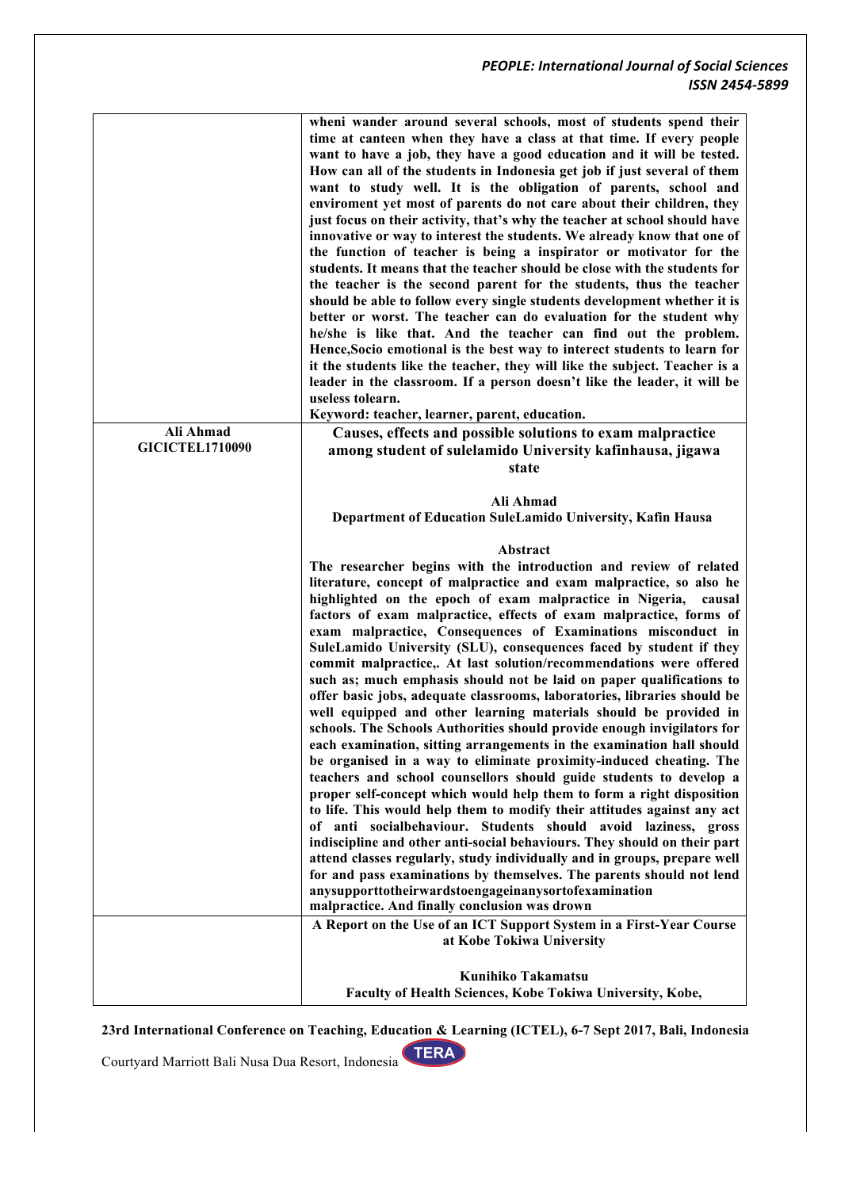| | |
|---|---|
| | **wheni wander around several schools, most of students spend their time at canteen when they have a class at that time. If every people want to have a job, they have a good education and it will be tested. How can all of the students in Indonesia get job if just several of them want to study well. It is the obligation of parents, school and enviroment yet most of parents do not care about their children, they just focus on their activity, that's why the teacher at school should have innovative or way to interest the students. We already know that one of the function of teacher is being a inspirator or motivator for the students. It means that the teacher should be close with the students for the teacher is the second parent for the students, thus the teacher should be able to follow every single students development whether it is better or worst. The teacher can do evaluation for the student why he/she is like that. And the teacher can find out the problem. Hence,Socio emotional is the best way to interect students to learn for it the students like the teacher, they will like the subject. Teacher is a leader in the classroom. If a person doesn't like the leader, it will be useless tolearn.**<br>**Keyword: teacher, learner, parent, education.** |
| **Ali Ahmad**<br>**GICICTEL1710090** | **Causes, effects and possible solutions to exam malpractice among student of sulelamido University kafinhausa, jigawa state**<br><br>**Ali Ahmad**<br>**Department of Education SuleLamido University, Kafin Hausa**<br><br>**Abstract**<br>**The researcher begins with the introduction and review of related literature, concept of malpractice and exam malpractice, so also he highlighted on the epoch of exam malpractice in Nigeria, causal factors of exam malpractice, effects of exam malpractice, forms of exam malpractice, Consequences of Examinations misconduct in SuleLamido University (SLU), consequences faced by student if they commit malpractice,. At last solution/recommendations were offered such as; much emphasis should not be laid on paper qualifications to offer basic jobs, adequate classrooms, laboratories, libraries should be well equipped and other learning materials should be provided in schools. The Schools Authorities should provide enough invigilators for each examination, sitting arrangements in the examination hall should be organised in a way to eliminate proximity-induced cheating. The teachers and school counsellors should guide students to develop a proper self-concept which would help them to form a right disposition to life. This would help them to modify their attitudes against any act of anti socialbehaviour. Students should avoid laziness, gross indiscipline and other anti-social behaviours. They should on their part attend classes regularly, study individually and in groups, prepare well for and pass examinations by themselves. The parents should not lend anysupporttotheirwardstoengageinanysortofexamination malpractice. And finally conclusion was drown** |
| | **A Report on the Use of an ICT Support System in a First-Year Course at Kobe Tokiwa University**<br><br>**Kunihiko Takamatsu**<br>**Faculty of Health Sciences, Kobe Tokiwa University, Kobe,** |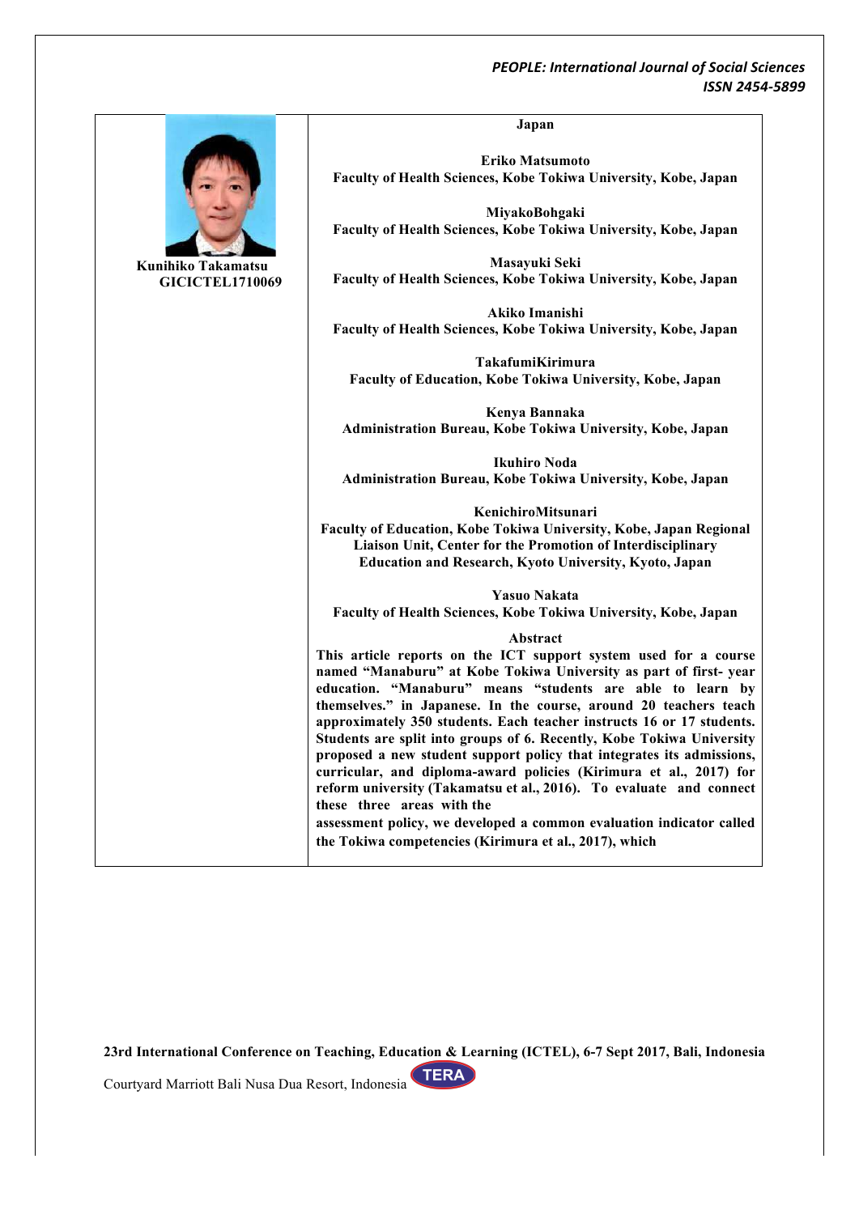Kunihiko Takamatsu
GICICTEL1710069

Japan

**Eriko Matsumoto**
Faculty of Health Sciences, Kobe Tokiwa University, Kobe, Japan

**MiyakoBohgaki**
Faculty of Health Sciences, Kobe Tokiwa University, Kobe, Japan

**Masayuki Seki**
Faculty of Health Sciences, Kobe Tokiwa University, Kobe, Japan

**Akiko Imanishi**
Faculty of Health Sciences, Kobe Tokiwa University, Kobe, Japan

**TakafumiKirimura**
Faculty of Education, Kobe Tokiwa University, Kobe, Japan

**Kenya Bannaka**
Administration Bureau, Kobe Tokiwa University, Kobe, Japan

**Ikuhiro Noda**
Administration Bureau, Kobe Tokiwa University, Kobe, Japan

**KenichiroMitsunari**
Faculty of Education, Kobe Tokiwa University, Kobe, Japan Regional Liaison Unit, Center for the Promotion of Interdisciplinary Education and Research, Kyoto University, Kyoto, Japan

**Yasuo Nakata**
Faculty of Health Sciences, Kobe Tokiwa University, Kobe, Japan

## Abstract

This article reports on the ICT support system used for a course named "Manaburu" at Kobe Tokiwa University as part of first- year education. "Manaburu" means "students are able to learn by themselves." in Japanese. In the course, around 20 teachers teach approximately 350 students. Each teacher instructs 16 or 17 students. Students are split into groups of 6. Recently, Kobe Tokiwa University proposed a new student support policy that integrates its admissions, curricular, and diploma-award policies (Kirimura et al., 2017) for reform university (Takamatsu et al., 2016). To evaluate and connect these three areas with the assessment policy, we developed a common evaluation indicator called the Tokiwa competencies (Kirimura et al., 2017), which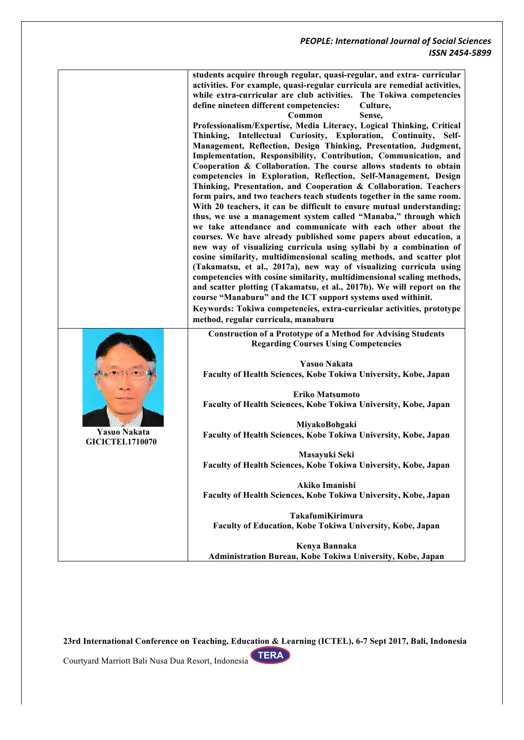students acquire through regular, quasi-regular, and extra- curricular activities. For example, quasi-regular curricula are remedial activities, while extra-curricular are club activities. The Tokiwa competencies define nineteen different competencies: Culture, Common Sense, Professionalism/Expertise, Media Literacy, Logical Thinking, Critical Thinking, Intellectual Curiosity, Exploration, Continuity, Self-Management, Reflection, Design Thinking, Presentation, Judgment, Implementation, Responsibility, Contribution, Communication, and Cooperation & Collaboration. The course allows students to obtain competencies in Exploration, Reflection, Self-Management, Design Thinking, Presentation, and Cooperation & Collaboration. Teachers form pairs, and two teachers teach students together in the same room. With 20 teachers, it can be difficult to ensure mutual understanding; thus, we use a management system called "Manaba," through which we take attendance and communicate with each other about the courses. We have already published some papers about education, a new way of visualizing curricula using syllabi by a combination of cosine similarity, multidimensional scaling methods, and scatter plot (Takamatsu, et al., 2017a), new way of visualizing curricula using competencies with cosine similarity, multidimensional scaling methods, and scatter plotting (Takamatsu, et al., 2017b). We will report on the course "Manaburu" and the ICT support systems used withinit.

**Keywords: Tokiwa competencies, extra-curricular activities, prototype method, regular curricula, manaburu**

---

**Yasuo Nakata**
**GICICTEL1710070**

## Construction of a Prototype of a Method for Advising Students Regarding Courses Using Competencies

**Yasuo Nakata**
Faculty of Health Sciences, Kobe Tokiwa University, Kobe, Japan

**Eriko Matsumoto**
Faculty of Health Sciences, Kobe Tokiwa University, Kobe, Japan

**MiyakoBohgaki**
Faculty of Health Sciences, Kobe Tokiwa University, Kobe, Japan

**Masayuki Seki**
Faculty of Health Sciences, Kobe Tokiwa University, Kobe, Japan

**Akiko Imanishi**
Faculty of Health Sciences, Kobe Tokiwa University, Kobe, Japan

**TakafumiKirimura**
Faculty of Education, Kobe Tokiwa University, Kobe, Japan

**Kenya Bannaka**
Administration Bureau, Kobe Tokiwa University, Kobe, Japan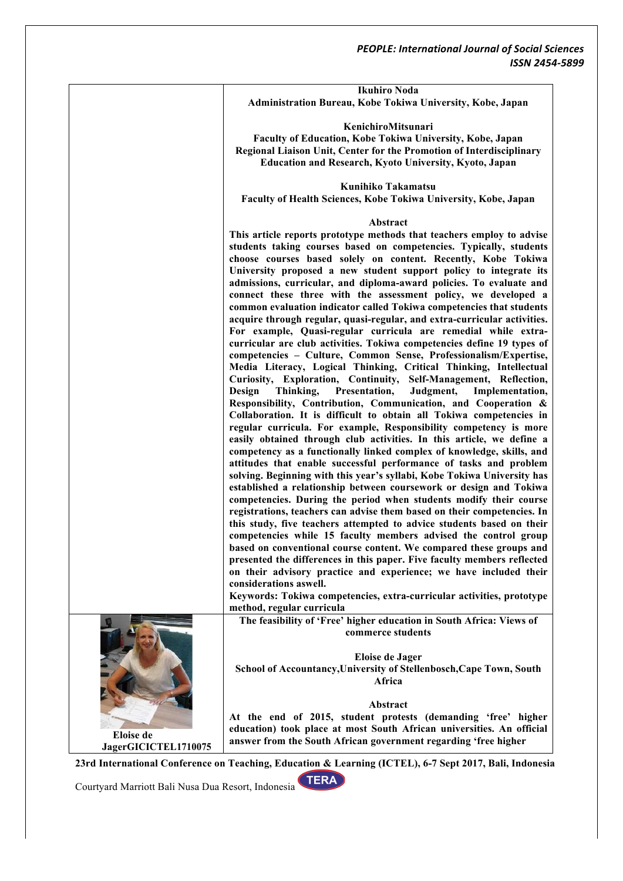**Ikuhiro Noda**
**Administration Bureau, Kobe Tokiwa University, Kobe, Japan**

**KenichiroMitsunari**
**Faculty of Education, Kobe Tokiwa University, Kobe, Japan**
**Regional Liaison Unit, Center for the Promotion of Interdisciplinary Education and Research, Kyoto University, Kyoto, Japan**

**Kunihiko Takamatsu**
**Faculty of Health Sciences, Kobe Tokiwa University, Kobe, Japan**

**Abstract**

**This article reports prototype methods that teachers employ to advise students taking courses based on competencies. Typically, students choose courses based solely on content. Recently, Kobe Tokiwa University proposed a new student support policy to integrate its admissions, curricular, and diploma-award policies. To evaluate and connect these three with the assessment policy, we developed a common evaluation indicator called Tokiwa competencies that students acquire through regular, quasi-regular, and extra-curricular activities. For example, Quasi-regular curricula are remedial while extra-curricular are club activities. Tokiwa competencies define 19 types of competencies – Culture, Common Sense, Professionalism/Expertise, Media Literacy, Logical Thinking, Critical Thinking, Intellectual Curiosity, Exploration, Continuity, Self-Management, Reflection, Design Thinking, Presentation, Judgment, Implementation, Responsibility, Contribution, Communication, and Cooperation & Collaboration. It is difficult to obtain all Tokiwa competencies in regular curricula. For example, Responsibility competency is more easily obtained through club activities. In this article, we define a competency as a functionally linked complex of knowledge, skills, and attitudes that enable successful performance of tasks and problem solving. Beginning with this year's syllabi, Kobe Tokiwa University has established a relationship between coursework or design and Tokiwa competencies. During the period when students modify their course registrations, teachers can advise them based on their competencies. In this study, five teachers attempted to advice students based on their competencies while 15 faculty members advised the control group based on conventional course content. We compared these groups and presented the differences in this paper. Five faculty members reflected on their advisory practice and experience; we have included their considerations aswell.**

**Keywords: Tokiwa competencies, extra-curricular activities, prototype method, regular curricula**

**The feasibility of 'Free' higher education in South Africa: Views of commerce students**

**Eloise de Jager**
**School of Accountancy,University of Stellenbosch,Cape Town, South Africa**

Eloise de JagerGICICTEL1710075

**Abstract**

**At the end of 2015, student protests (demanding 'free' higher education) took place at most South African universities. An official answer from the South African government regarding 'free higher**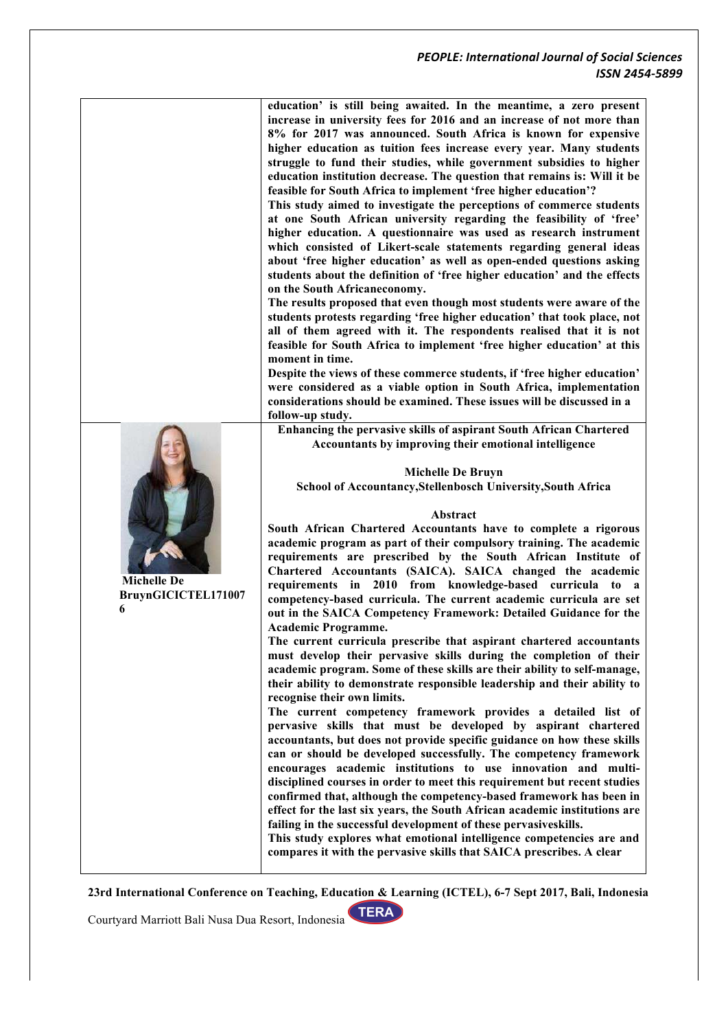education' is still being awaited. In the meantime, a zero present increase in university fees for 2016 and an increase of not more than 8% for 2017 was announced. South Africa is known for expensive higher education as tuition fees increase every year. Many students struggle to fund their studies, while government subsidies to higher education institution decrease. The question that remains is: Will it be feasible for South Africa to implement 'free higher education'?

This study aimed to investigate the perceptions of commerce students at one South African university regarding the feasibility of 'free' higher education. A questionnaire was used as research instrument which consisted of Likert-scale statements regarding general ideas about 'free higher education' as well as open-ended questions asking students about the definition of 'free higher education' and the effects on the South Africaneconomy.

The results proposed that even though most students were aware of the students protests regarding 'free higher education' that took place, not all of them agreed with it. The respondents realised that it is not feasible for South Africa to implement 'free higher education' at this moment in time.

Despite the views of these commerce students, if 'free higher education' were considered as a viable option in South Africa, implementation considerations should be examined. These issues will be discussed in a follow-up study.

Michelle De BruynGICICTEL1710076

## Enhancing the pervasive skills of aspirant South African Chartered Accountants by improving their emotional intelligence

**Michelle De Bruyn**

**School of Accountancy,Stellenbosch University,South Africa**

### Abstract

South African Chartered Accountants have to complete a rigorous academic program as part of their compulsory training. The academic requirements are prescribed by the South African Institute of Chartered Accountants (SAICA). SAICA changed the academic requirements in 2010 from knowledge-based curricula to a competency-based curricula. The current academic curricula are set out in the SAICA Competency Framework: Detailed Guidance for the Academic Programme.

The current curricula prescribe that aspirant chartered accountants must develop their pervasive skills during the completion of their academic program. Some of these skills are their ability to self-manage, their ability to demonstrate responsible leadership and their ability to recognise their own limits.

The current competency framework provides a detailed list of pervasive skills that must be developed by aspirant chartered accountants, but does not provide specific guidance on how these skills can or should be developed successfully. The competency framework encourages academic institutions to use innovation and multi-disciplined courses in order to meet this requirement but recent studies confirmed that, although the competency-based framework has been in effect for the last six years, the South African academic institutions are failing in the successful development of these pervasiveskills.

This study explores what emotional intelligence competencies are and compares it with the pervasive skills that SAICA prescribes. A clear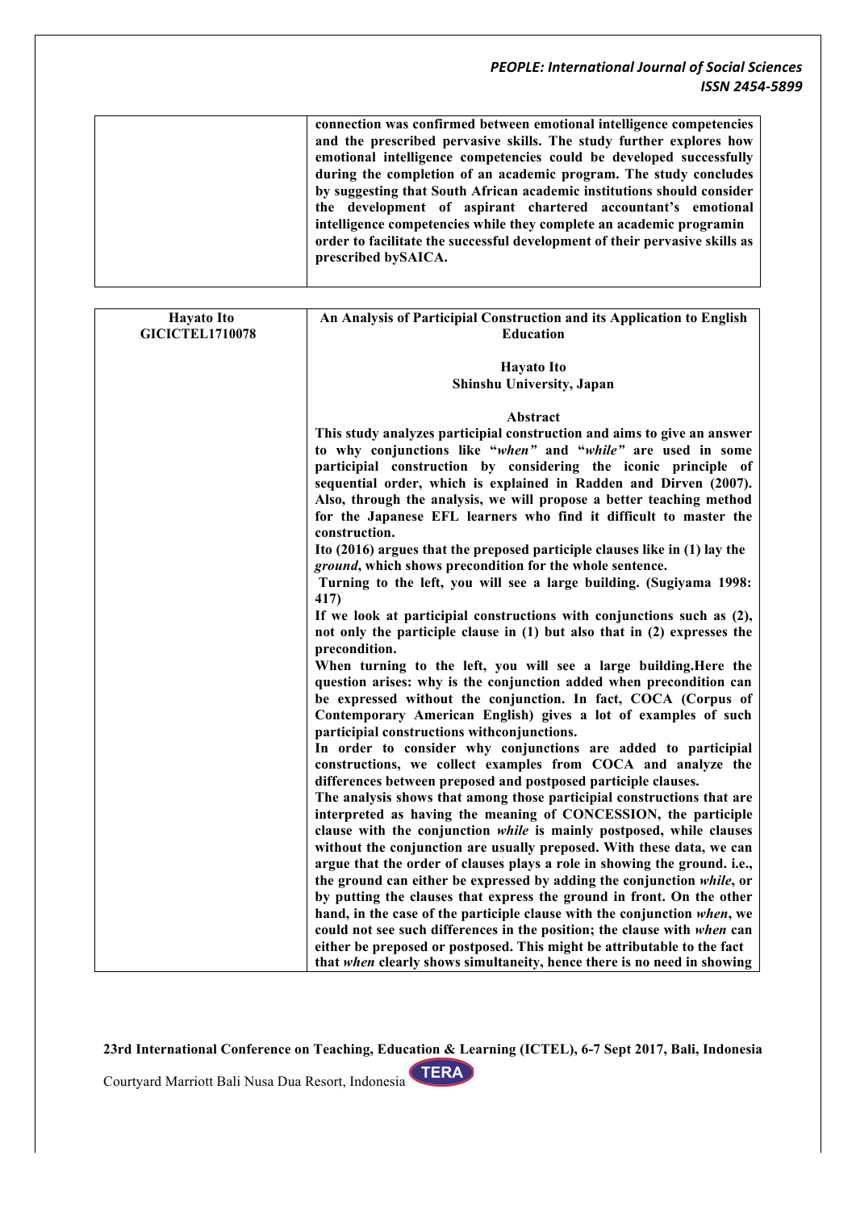connection was confirmed between emotional intelligence competencies and the prescribed pervasive skills. The study further explores how emotional intelligence competencies could be developed successfully during the completion of an academic program. The study concludes by suggesting that South African academic institutions should consider the development of aspirant chartered accountant's emotional intelligence competencies while they complete an academic programin order to facilitate the successful development of their pervasive skills as prescribed bySAICA.

**Hayato Ito**
**GICICTEL1710078**

**An Analysis of Participial Construction and its Application to English Education**

**Hayato Ito**
**Shinshu University, Japan**

**Abstract**

**This study analyzes participial construction and aims to give an answer to why conjunctions like "*when*" and "*while*" are used in some participial construction by considering the iconic principle of sequential order, which is explained in Radden and Dirven (2007). Also, through the analysis, we will propose a better teaching method for the Japanese EFL learners who find it difficult to master the construction.**

**Ito (2016) argues that the preposed participle clauses like in (1) lay the *ground*, which shows precondition for the whole sentence.**

**Turning to the left, you will see a large building. (Sugiyama 1998: 417)**

**If we look at participial constructions with conjunctions such as (2), not only the participle clause in (1) but also that in (2) expresses the precondition.**

**When turning to the left, you will see a large building.Here the question arises: why is the conjunction added when precondition can be expressed without the conjunction. In fact, COCA (Corpus of Contemporary American English) gives a lot of examples of such participial constructions withconjunctions.**

**In order to consider why conjunctions are added to participial constructions, we collect examples from COCA and analyze the differences between preposed and postposed participle clauses.**

**The analysis shows that among those participial constructions that are interpreted as having the meaning of CONCESSION, the participle clause with the conjunction *while* is mainly postposed, while clauses without the conjunction are usually preposed. With these data, we can argue that the order of clauses plays a role in showing the ground. i.e., the ground can either be expressed by adding the conjunction *while*, or by putting the clauses that express the ground in front. On the other hand, in the case of the participle clause with the conjunction *when*, we could not see such differences in the position; the clause with *when* can either be preposed or postposed. This might be attributable to the fact that *when* clearly shows simultaneity, hence there is no need in showing**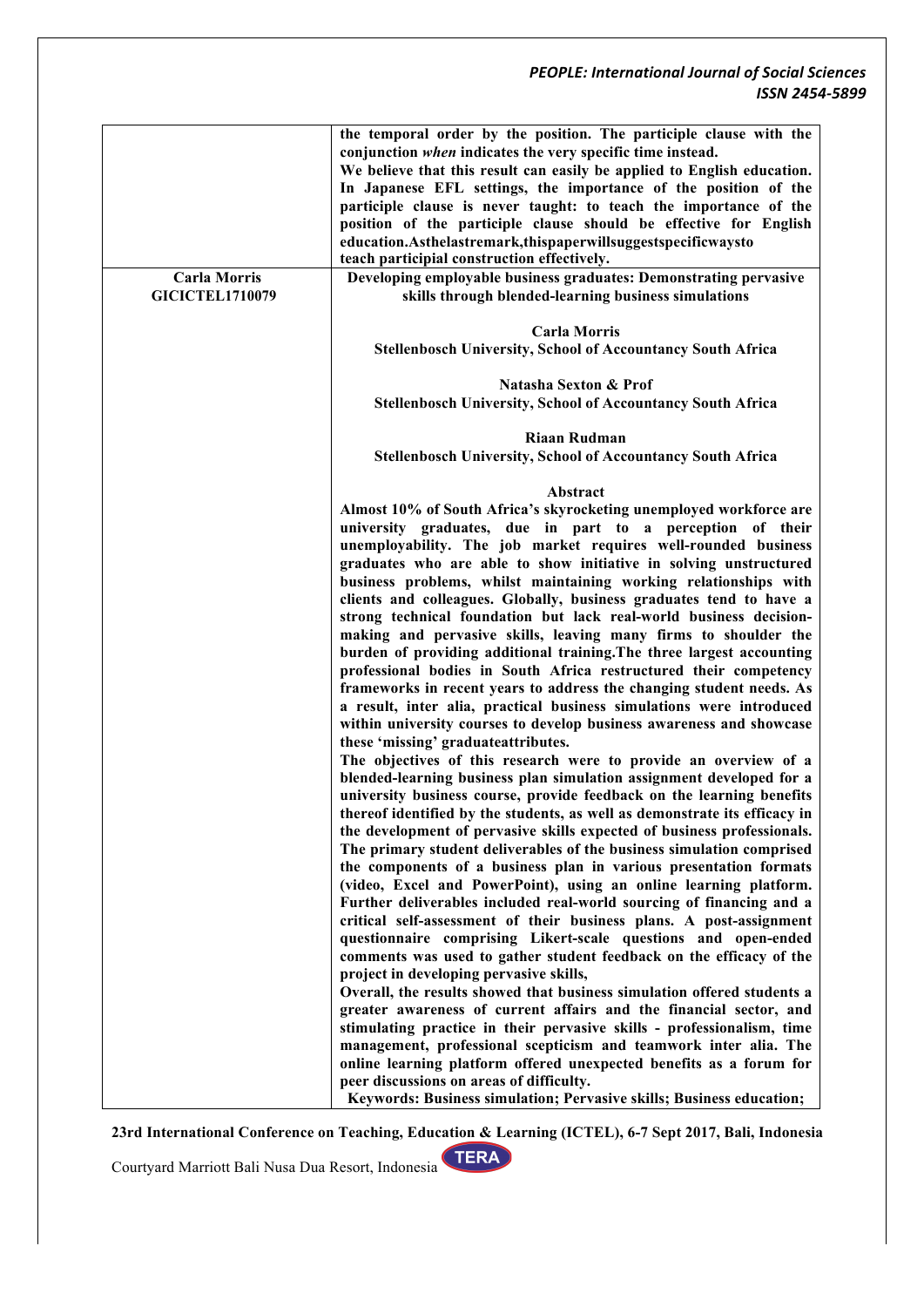| | |
|---|---|
| | **the temporal order by the position. The participle clause with the conjunction *when* indicates the very specific time instead.** **We believe that this result can easily be applied to English education. In Japanese EFL settings, the importance of the position of the participle clause is never taught: to teach the importance of the position of the participle clause should be effective for English education.Asthelastremark,thispaperwillsuggestspecificwaysto teach participial construction effectively.** |
| **Carla Morris** **GICICTEL1710079** | **Developing employable business graduates: Demonstrating pervasive skills through blended-learning business simulations** **Carla Morris** **Stellenbosch University, School of Accountancy South Africa** **Natasha Sexton & Prof** **Stellenbosch University, School of Accountancy South Africa** **Riaan Rudman** **Stellenbosch University, School of Accountancy South Africa** **Abstract** **Almost 10% of South Africa's skyrocketing unemployed workforce are university graduates, due in part to a perception of their unemployability. The job market requires well-rounded business graduates who are able to show initiative in solving unstructured business problems, whilst maintaining working relationships with clients and colleagues. Globally, business graduates tend to have a strong technical foundation but lack real-world business decision-making and pervasive skills, leaving many firms to shoulder the burden of providing additional training.The three largest accounting professional bodies in South Africa restructured their competency frameworks in recent years to address the changing student needs. As a result, inter alia, practical business simulations were introduced within university courses to develop business awareness and showcase these 'missing' graduateattributes.** **The objectives of this research were to provide an overview of a blended-learning business plan simulation assignment developed for a university business course, provide feedback on the learning benefits thereof identified by the students, as well as demonstrate its efficacy in the development of pervasive skills expected of business professionals. The primary student deliverables of the business simulation comprised the components of a business plan in various presentation formats (video, Excel and PowerPoint), using an online learning platform. Further deliverables included real-world sourcing of financing and a critical self-assessment of their business plans. A post-assignment questionnaire comprising Likert-scale questions and open-ended comments was used to gather student feedback on the efficacy of the project in developing pervasive skills,** **Overall, the results showed that business simulation offered students a greater awareness of current affairs and the financial sector, and stimulating practice in their pervasive skills - professionalism, time management, professional scepticism and teamwork inter alia. The online learning platform offered unexpected benefits as a forum for peer discussions on areas of difficulty.** **Keywords: Business simulation; Pervasive skills; Business education;** |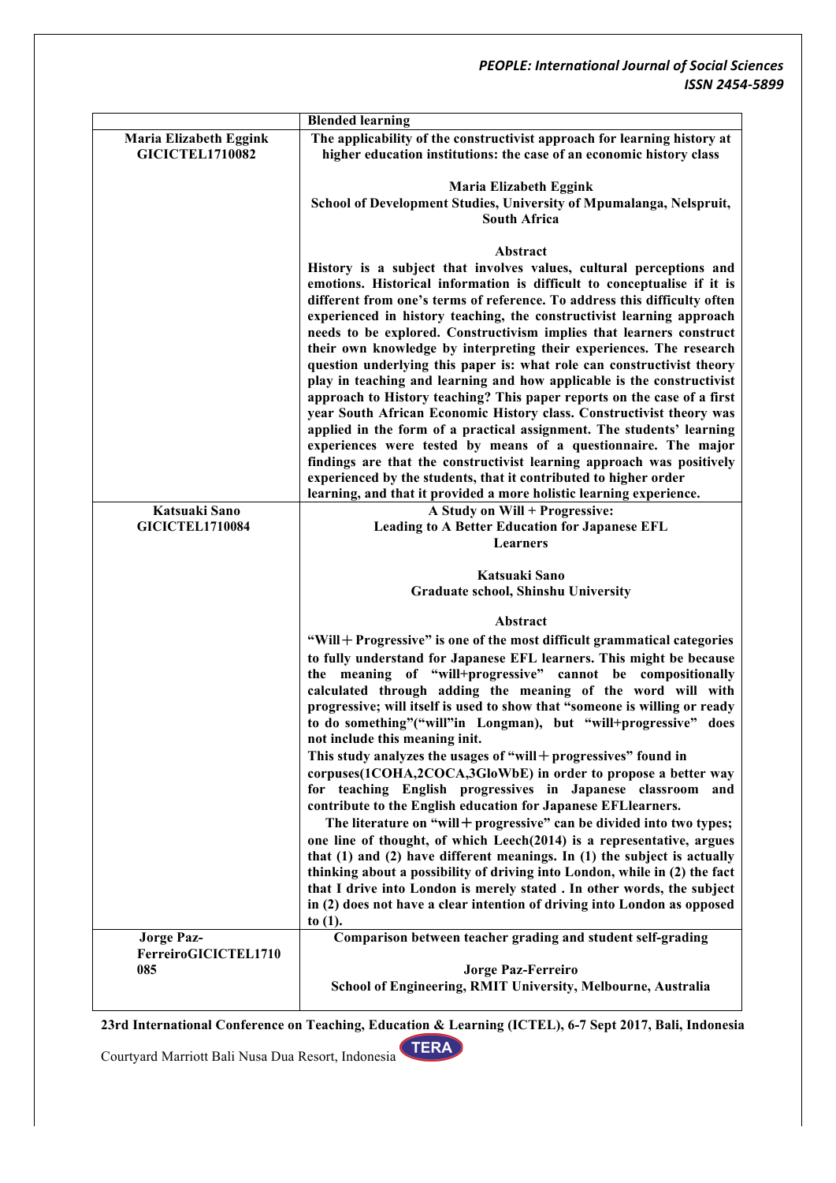| | Blended learning |
|---|---|
| **Maria Elizabeth Eggink GICICTEL1710082** | **The applicability of the constructivist approach for learning history at higher education institutions: the case of an economic history class**<br><br>**Maria Elizabeth Eggink**<br>**School of Development Studies, University of Mpumalanga, Nelspruit, South Africa**<br><br>**Abstract**<br>**History is a subject that involves values, cultural perceptions and emotions. Historical information is difficult to conceptualise if it is different from one's terms of reference. To address this difficulty often experienced in history teaching, the constructivist learning approach needs to be explored. Constructivism implies that learners construct their own knowledge by interpreting their experiences. The research question underlying this paper is: what role can constructivist theory play in teaching and learning and how applicable is the constructivist approach to History teaching? This paper reports on the case of a first year South African Economic History class. Constructivist theory was applied in the form of a practical assignment. The students' learning experiences were tested by means of a questionnaire. The major findings are that the constructivist learning approach was positively experienced by the students, that it contributed to higher order learning, and that it provided a more holistic learning experience.** |
| **Katsuaki Sano GICICTEL1710084** | **A Study on Will + Progressive: Leading to A Better Education for Japanese EFL Learners**<br><br>**Katsuaki Sano**<br>**Graduate school, Shinshu University**<br><br>**Abstract**<br>**"Will＋Progressive" is one of the most difficult grammatical categories to fully understand for Japanese EFL learners. This might be because the meaning of "will+progressive" cannot be compositionally calculated through adding the meaning of the word will with progressive; will itself is used to show that "someone is willing or ready to do something"("will"in Longman), but "will+progressive" does not include this meaning init.**<br>**This study analyzes the usages of "will＋progressives" found in corpuses(1COHA,2COCA,3GloWbE) in order to propose a better way for teaching English progressives in Japanese classroom and contribute to the English education for Japanese EFLlearners.**<br>**The literature on "will＋progressive" can be divided into two types; one line of thought, of which Leech(2014) is a representative, argues that (1) and (2) have different meanings. In (1) the subject is actually thinking about a possibility of driving into London, while in (2) the fact that I drive into London is merely stated . In other words, the subject in (2) does not have a clear intention of driving into London as opposed to (1).** |
| **Jorge Paz-FerreiroGICICTEL1710085** | **Comparison between teacher grading and student self-grading**<br><br>**Jorge Paz-Ferreiro**<br>**School of Engineering, RMIT University, Melbourne, Australia** |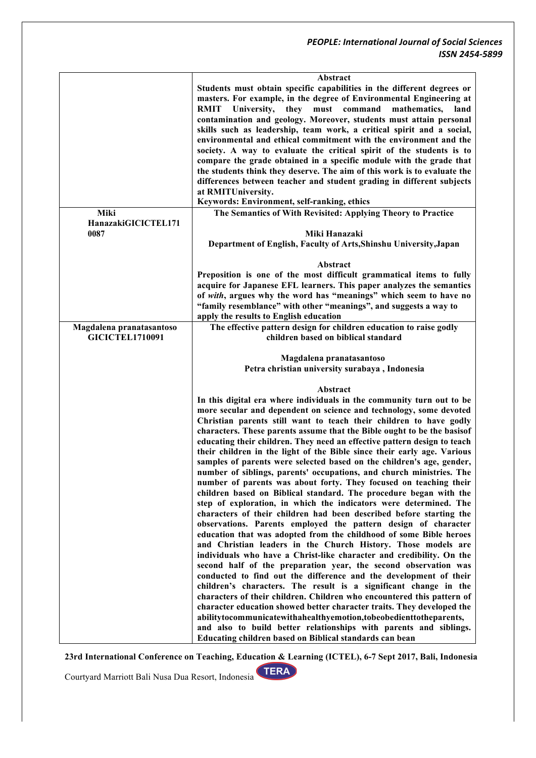| | |
|---|---|
| | **Abstract**<br>**Students must obtain specific capabilities in the different degrees or masters. For example, in the degree of Environmental Engineering at RMIT University, they must command mathematics, land contamination and geology. Moreover, students must attain personal skills such as leadership, team work, a critical spirit and a social, environmental and ethical commitment with the environment and the society. A way to evaluate the critical spirit of the students is to compare the grade obtained in a specific module with the grade that the students think they deserve. The aim of this work is to evaluate the differences between teacher and student grading in different subjects at RMITUniversity.**<br>**Keywords: Environment, self-ranking, ethics** |
| **Miki HanazakiGICICTEL1710087** | **The Semantics of With Revisited: Applying Theory to Practice**<br><br>**Miki Hanazaki**<br>**Department of English, Faculty of Arts,Shinshu University,Japan**<br><br>**Abstract**<br>**Preposition is one of the most difficult grammatical items to fully acquire for Japanese EFL learners. This paper analyzes the semantics of *with*, argues why the word has "meanings" which seem to have no "family resemblance" with other "meanings", and suggests a way to apply the results to English education** |
| **Magdalena pranatasantoso GICICTEL1710091** | **The effective pattern design for children education to raise godly children based on biblical standard**<br><br>**Magdalena pranatasantoso**<br>**Petra christian university surabaya , Indonesia**<br><br>**Abstract**<br>**In this digital era where individuals in the community turn out to be more secular and dependent on science and technology, some devoted Christian parents still want to teach their children to have godly characters. These parents assume that the Bible ought to be the basisof educating their children. They need an effective pattern design to teach their children in the light of the Bible since their early age. Various samples of parents were selected based on the children's age, gender, number of siblings, parents' occupations, and church ministries. The number of parents was about forty. They focused on teaching their children based on Biblical standard. The procedure began with the step of exploration, in which the indicators were determined. The characters of their children had been described before starting the observations. Parents employed the pattern design of character education that was adopted from the childhood of some Bible heroes and Christian leaders in the Church History. Those models are individuals who have a Christ-like character and credibility. On the second half of the preparation year, the second observation was conducted to find out the difference and the development of their children's characters. The result is a significant change in the characters of their children. Children who encountered this pattern of character education showed better character traits. They developed the abilitytocommunicatewithahealthyemotion,tobeobedienttotheparents, and also to build better relationships with parents and siblings. Educating children based on Biblical standards can bean** |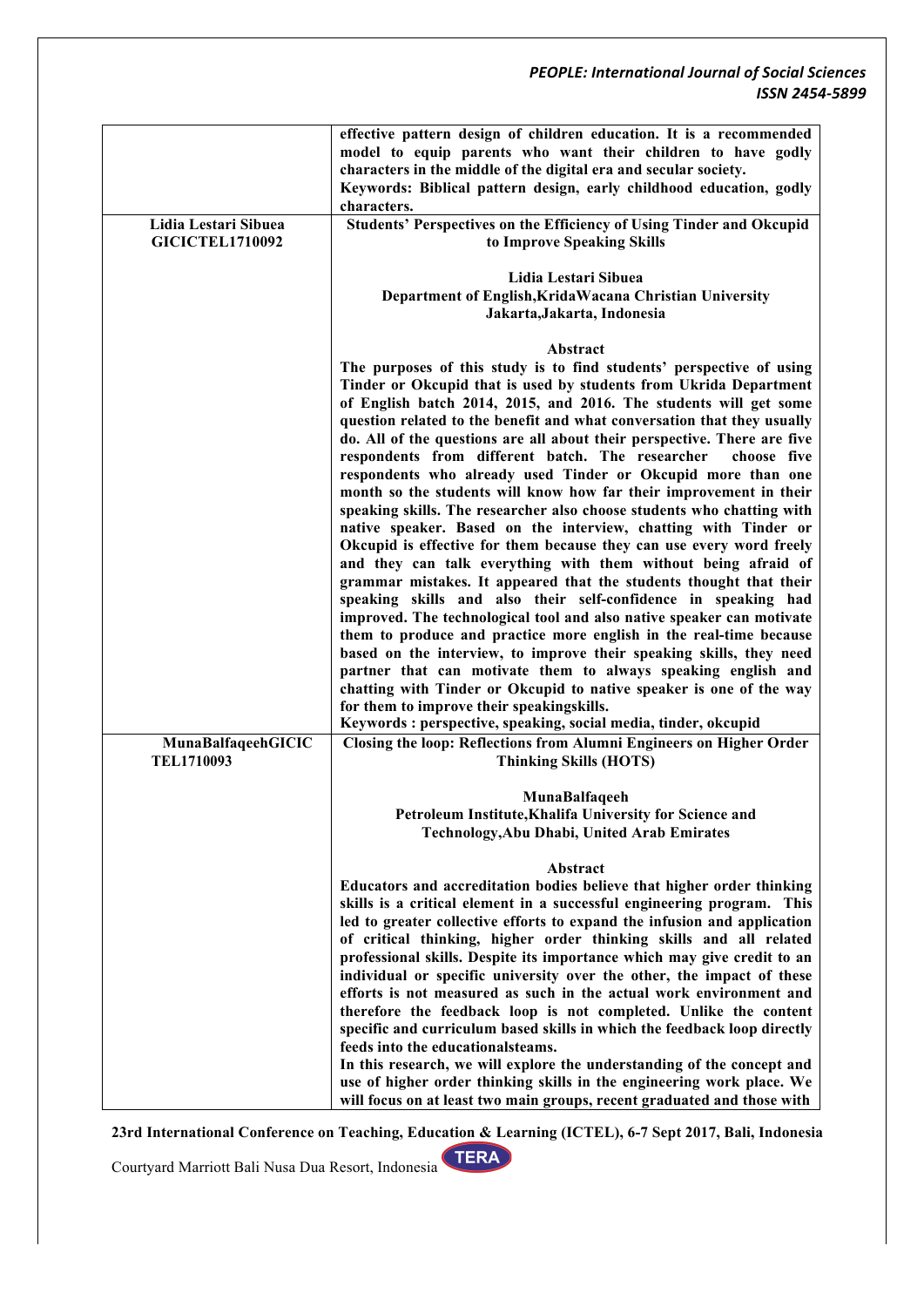| | |
|---|---|
| | **effective pattern design of children education. It is a recommended model to equip parents who want their children to have godly characters in the middle of the digital era and secular society.**<br>**Keywords: Biblical pattern design, early childhood education, godly characters.** |
| **Lidia Lestari Sibuea GICICTEL1710092** | **Students' Perspectives on the Efficiency of Using Tinder and Okcupid to Improve Speaking Skills**<br><br>**Lidia Lestari Sibuea**<br>**Department of English,KridaWacana Christian University Jakarta,Jakarta, Indonesia**<br><br>**Abstract**<br>**The purposes of this study is to find students' perspective of using Tinder or Okcupid that is used by students from Ukrida Department of English batch 2014, 2015, and 2016. The students will get some question related to the benefit and what conversation that they usually do. All of the questions are all about their perspective. There are five respondents from different batch. The researcher choose five respondents who already used Tinder or Okcupid more than one month so the students will know how far their improvement in their speaking skills. The researcher also choose students who chatting with native speaker. Based on the interview, chatting with Tinder or Okcupid is effective for them because they can use every word freely and they can talk everything with them without being afraid of grammar mistakes. It appeared that the students thought that their speaking skills and also their self-confidence in speaking had improved. The technological tool and also native speaker can motivate them to produce and practice more english in the real-time because based on the interview, to improve their speaking skills, they need partner that can motivate them to always speaking english and chatting with Tinder or Okcupid to native speaker is one of the way for them to improve their speakingskills.**<br>**Keywords : perspective, speaking, social media, tinder, okcupid** |
| **MunaBalfaqeehGICIC TEL1710093** | **Closing the loop: Reflections from Alumni Engineers on Higher Order Thinking Skills (HOTS)**<br><br>**MunaBalfaqeeh**<br>**Petroleum Institute,Khalifa University for Science and Technology,Abu Dhabi, United Arab Emirates**<br><br>**Abstract**<br>**Educators and accreditation bodies believe that higher order thinking skills is a critical element in a successful engineering program. This led to greater collective efforts to expand the infusion and application of critical thinking, higher order thinking skills and all related professional skills. Despite its importance which may give credit to an individual or specific university over the other, the impact of these efforts is not measured as such in the actual work environment and therefore the feedback loop is not completed. Unlike the content specific and curriculum based skills in which the feedback loop directly feeds into the educationalsteams.**<br>**In this research, we will explore the understanding of the concept and use of higher order thinking skills in the engineering work place. We will focus on at least two main groups, recent graduated and those with** |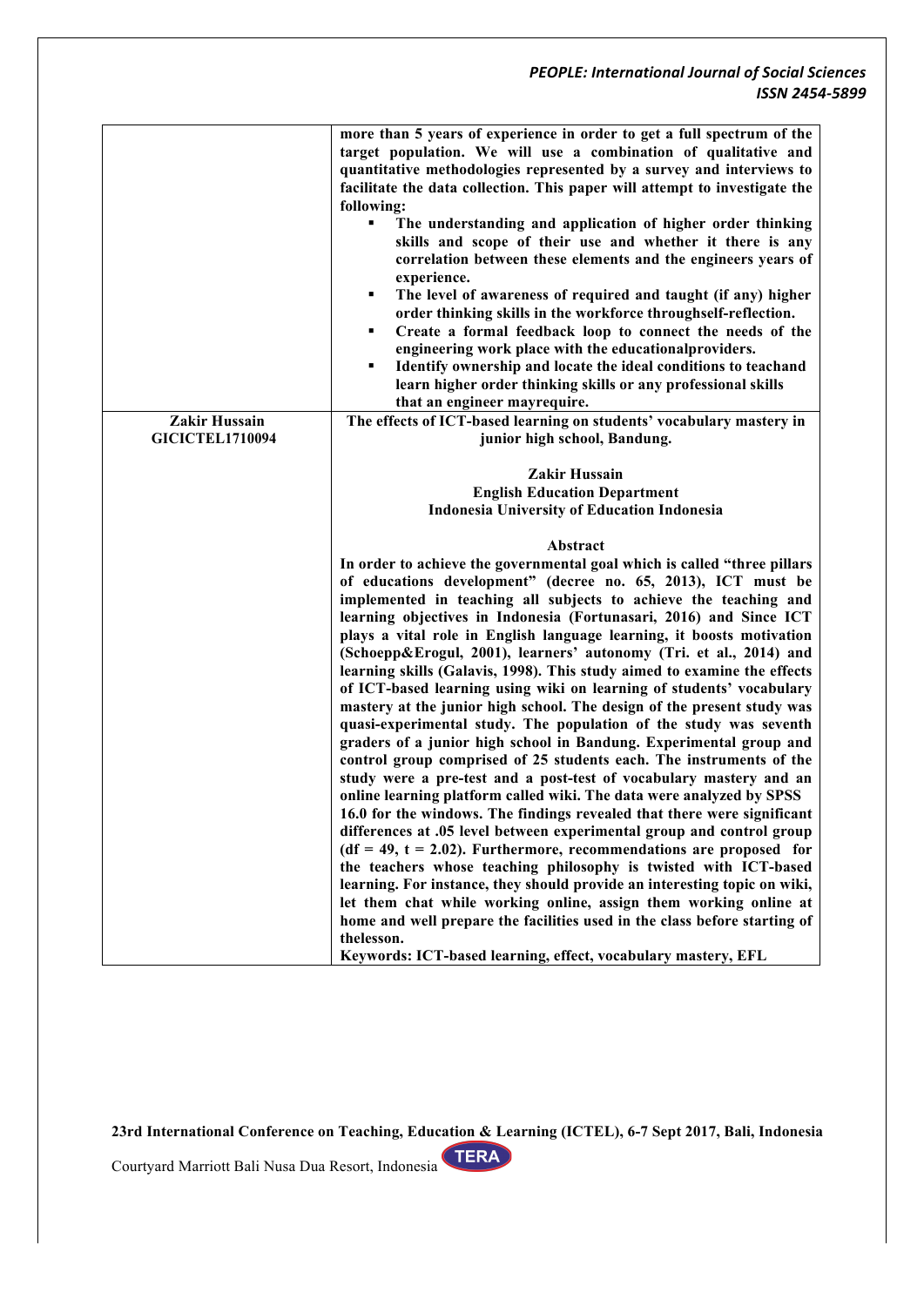| | |
|---|---|
| | **more than 5 years of experience in order to get a full spectrum of the target population. We will use a combination of qualitative and quantitative methodologies represented by a survey and interviews to facilitate the data collection. This paper will attempt to investigate the following:** <br> ▪ **The understanding and application of higher order thinking skills and scope of their use and whether it there is any correlation between these elements and the engineers years of experience.** <br> ▪ **The level of awareness of required and taught (if any) higher order thinking skills in the workforce throughself-reflection.** <br> ▪ **Create a formal feedback loop to connect the needs of the engineering work place with the educationalproviders.** <br> ▪ **Identify ownership and locate the ideal conditions to teachand learn higher order thinking skills or any professional skills that an engineer mayrequire.** |
| **Zakir Hussain** <br> **GICICTEL1710094** | **The effects of ICT-based learning on students' vocabulary mastery in junior high school, Bandung.** <br><br> **Zakir Hussain** <br> **English Education Department** <br> **Indonesia University of Education Indonesia** <br><br> **Abstract** <br> **In order to achieve the governmental goal which is called "three pillars of educations development" (decree no. 65, 2013), ICT must be implemented in teaching all subjects to achieve the teaching and learning objectives in Indonesia (Fortunasari, 2016) and Since ICT plays a vital role in English language learning, it boosts motivation (Schoepp&Erogul, 2001), learners' autonomy (Tri. et al., 2014) and learning skills (Galavis, 1998). This study aimed to examine the effects of ICT-based learning using wiki on learning of students' vocabulary mastery at the junior high school. The design of the present study was quasi-experimental study. The population of the study was seventh graders of a junior high school in Bandung. Experimental group and control group comprised of 25 students each. The instruments of the study were a pre-test and a post-test of vocabulary mastery and an online learning platform called wiki. The data were analyzed by SPSS 16.0 for the windows. The findings revealed that there were significant differences at .05 level between experimental group and control group (df = 49, t = 2.02). Furthermore, recommendations are proposed for the teachers whose teaching philosophy is twisted with ICT-based learning. For instance, they should provide an interesting topic on wiki, let them chat while working online, assign them working online at home and well prepare the facilities used in the class before starting of thelesson.** <br> **Keywords: ICT-based learning, effect, vocabulary mastery, EFL** |

**23rd International Conference on Teaching, Education & Learning (ICTEL), 6-7 Sept 2017, Bali, Indonesia**

Courtyard Marriott Bali Nusa Dua Resort, Indonesia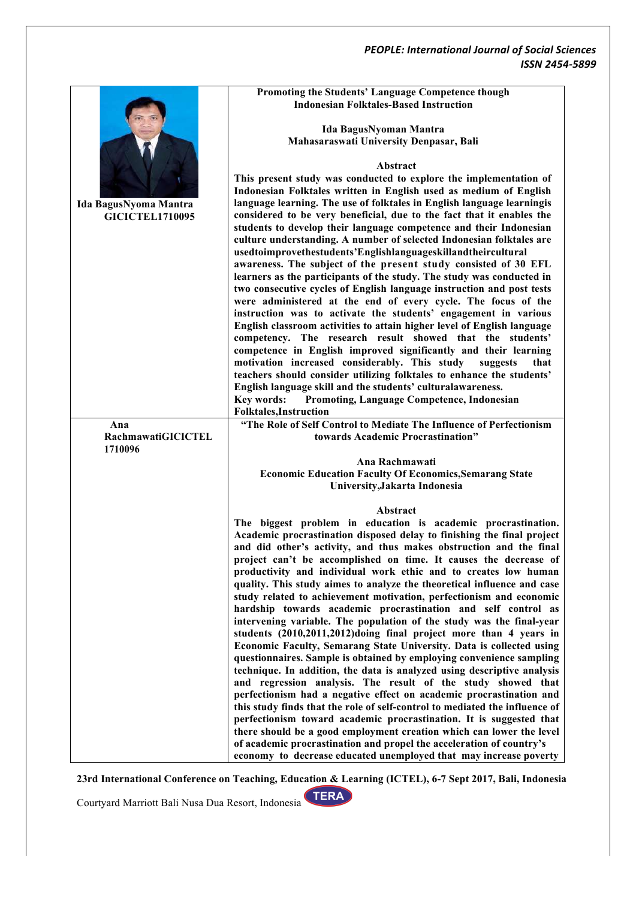| | |
|---|---|
| Ida BagusNyoma Mantra GICICTEL1710095 | **Promoting the Students' Language Competence though Indonesian Folktales-Based Instruction**<br><br>**Ida BagusNyoman Mantra**<br>**Mahasaraswati University Denpasar, Bali**<br><br>**Abstract**<br>**This present study was conducted to explore the implementation of Indonesian Folktales written in English used as medium of English language learning. The use of folktales in English language learningis considered to be very beneficial, due to the fact that it enables the students to develop their language competence and their Indonesian culture understanding. A number of selected Indonesian folktales are usedtoimprovethestudents'Englishlanguageskillandtheircultural awareness. The subject of the present study consisted of 30 EFL learners as the participants of the study. The study was conducted in two consecutive cycles of English language instruction and post tests were administered at the end of every cycle. The focus of the instruction was to activate the students' engagement in various English classroom activities to attain higher level of English language competency. The research result showed that the students' competence in English improved significantly and their learning motivation increased considerably. This study suggests that teachers should consider utilizing folktales to enhance the students' English language skill and the students' culturalawareness.**<br>**Key words: Promoting, Language Competence, Indonesian Folktales,Instruction** |
| Ana RachmawatiGICICTEL 1710096 | **"The Role of Self Control to Mediate The Influence of Perfectionism towards Academic Procrastination"**<br><br>**Ana Rachmawati**<br>**Economic Education Faculty Of Economics,Semarang State University,Jakarta Indonesia**<br><br>**Abstract**<br>**The biggest problem in education is academic procrastination. Academic procrastination disposed delay to finishing the final project and did other's activity, and thus makes obstruction and the final project can't be accomplished on time. It causes the decrease of productivity and individual work ethic and to creates low human quality. This study aimes to analyze the theoretical influence and case study related to achievement motivation, perfectionism and economic hardship towards academic procrastination and self control as intervening variable. The population of the study was the final-year students (2010,2011,2012)doing final project more than 4 years in Economic Faculty, Semarang State University. Data is collected using questionnaires. Sample is obtained by employing convenience sampling technique. In addition, the data is analyzed using descriptive analysis and regression analysis. The result of the study showed that perfectionism had a negative effect on academic procrastination and this study finds that the role of self-control to mediated the influence of perfectionism toward academic procrastination. It is suggested that there should be a good employment creation which can lower the level of academic procrastination and propel the acceleration of country's economy to decrease educated unemployed that may increase poverty** |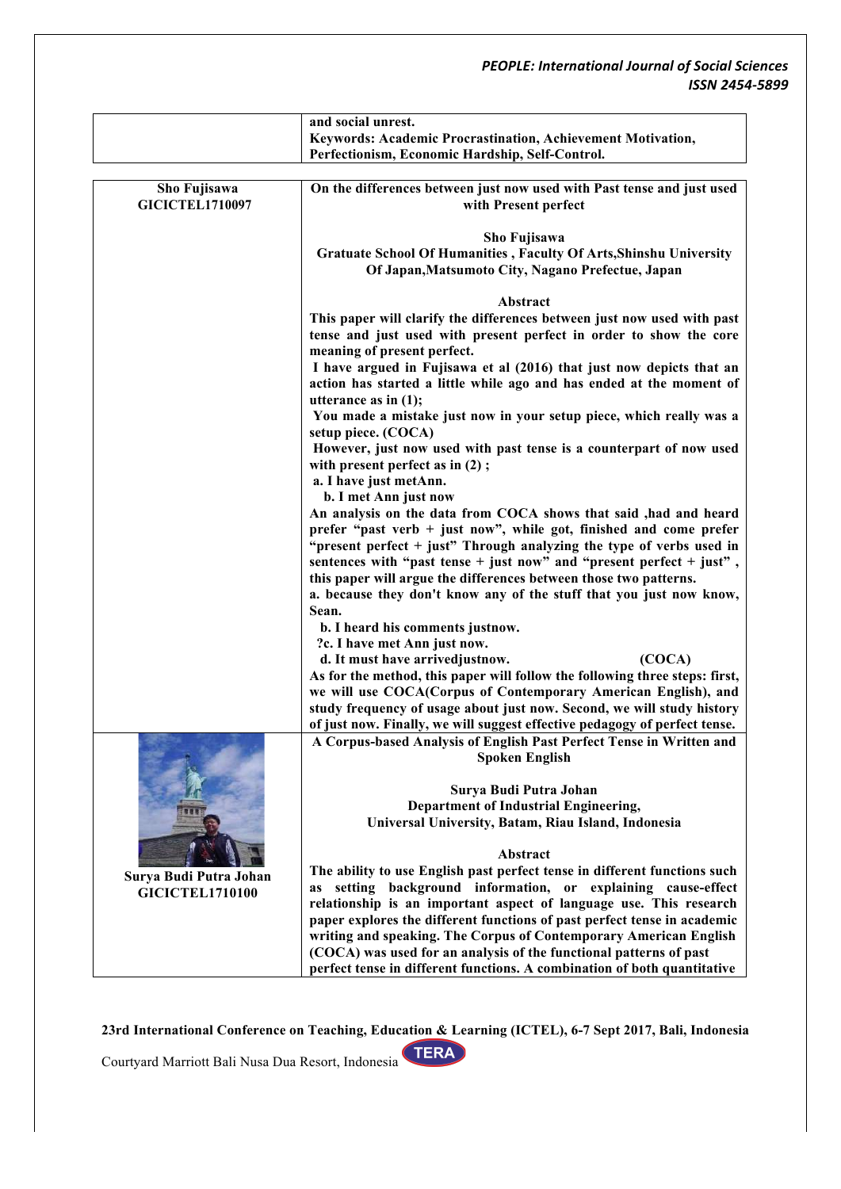| | |
|---|---|
| | **and social unrest.** **Keywords: Academic Procrastination, Achievement Motivation, Perfectionism, Economic Hardship, Self-Control.** |

| | |
|---|---|
| **Sho Fujisawa GICICTEL1710097** | **On the differences between just now used with Past tense and just used with Present perfect**<br><br>**Sho Fujisawa**<br>**Gratuate School Of Humanities , Faculty Of Arts,Shinshu University Of Japan,Matsumoto City, Nagano Prefectue, Japan**<br><br>**Abstract**<br>**This paper will clarify the differences between just now used with past tense and just used with present perfect in order to show the core meaning of present perfect.**<br>**I have argued in Fujisawa et al (2016) that just now depicts that an action has started a little while ago and has ended at the moment of utterance as in (1);**<br>**You made a mistake just now in your setup piece, which really was a setup piece. (COCA)**<br>**However, just now used with past tense is a counterpart of now used with present perfect as in (2) ;**<br>**a. I have just metAnn.**<br>**b. I met Ann just now**<br>**An analysis on the data from COCA shows that said ,had and heard prefer "past verb + just now", while got, finished and come prefer "present perfect + just" Through analyzing the type of verbs used in sentences with "past tense + just now" and "present perfect + just" , this paper will argue the differences between those two patterns.**<br>**a. because they don't know any of the stuff that you just now know, Sean.**<br>**b. I heard his comments justnow.**<br>**?c. I have met Ann just now.**<br>**d. It must have arrivedjustnow. (COCA)**<br>**As for the method, this paper will follow the following three steps: first, we will use COCA(Corpus of Contemporary American English), and study frequency of usage about just now. Second, we will study history of just now. Finally, we will suggest effective pedagogy of perfect tense.** |
| **Surya Budi Putra Johan GICICTEL1710100** | **A Corpus-based Analysis of English Past Perfect Tense in Written and Spoken English**<br><br>**Surya Budi Putra Johan**<br>**Department of Industrial Engineering,**<br>**Universal University, Batam, Riau Island, Indonesia**<br><br>**Abstract**<br>**The ability to use English past perfect tense in different functions such as setting background information, or explaining cause-effect relationship is an important aspect of language use. This research paper explores the different functions of past perfect tense in academic writing and speaking. The Corpus of Contemporary American English (COCA) was used for an analysis of the functional patterns of past perfect tense in different functions. A combination of both quantitative** |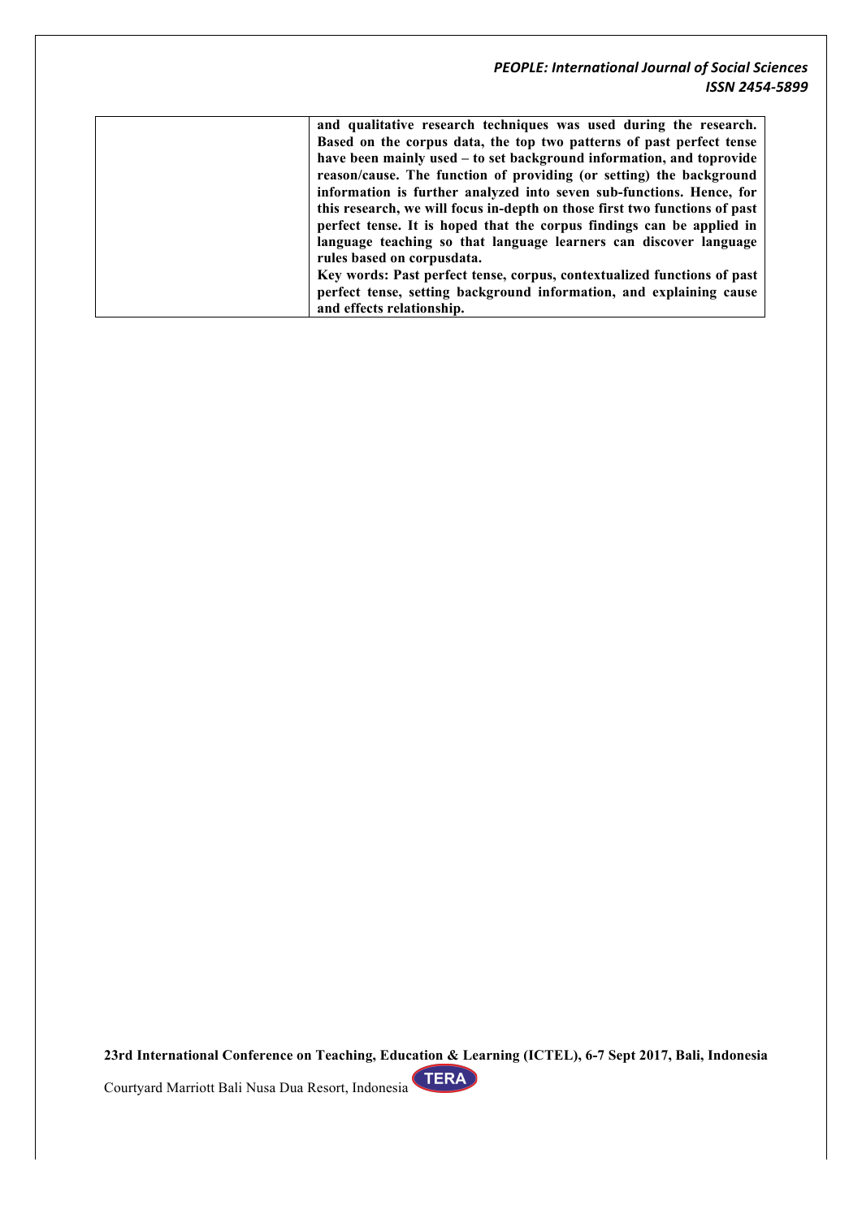| | |
|---|---|
| | **and qualitative research techniques was used during the research. Based on the corpus data, the top two patterns of past perfect tense have been mainly used – to set background information, and toprovide reason/cause. The function of providing (or setting) the background information is further analyzed into seven sub-functions. Hence, for this research, we will focus in-depth on those first two functions of past perfect tense. It is hoped that the corpus findings can be applied in language teaching so that language learners can discover language rules based on corpusdata.** <br> **Key words: Past perfect tense, corpus, contextualized functions of past perfect tense, setting background information, and explaining cause and effects relationship.** |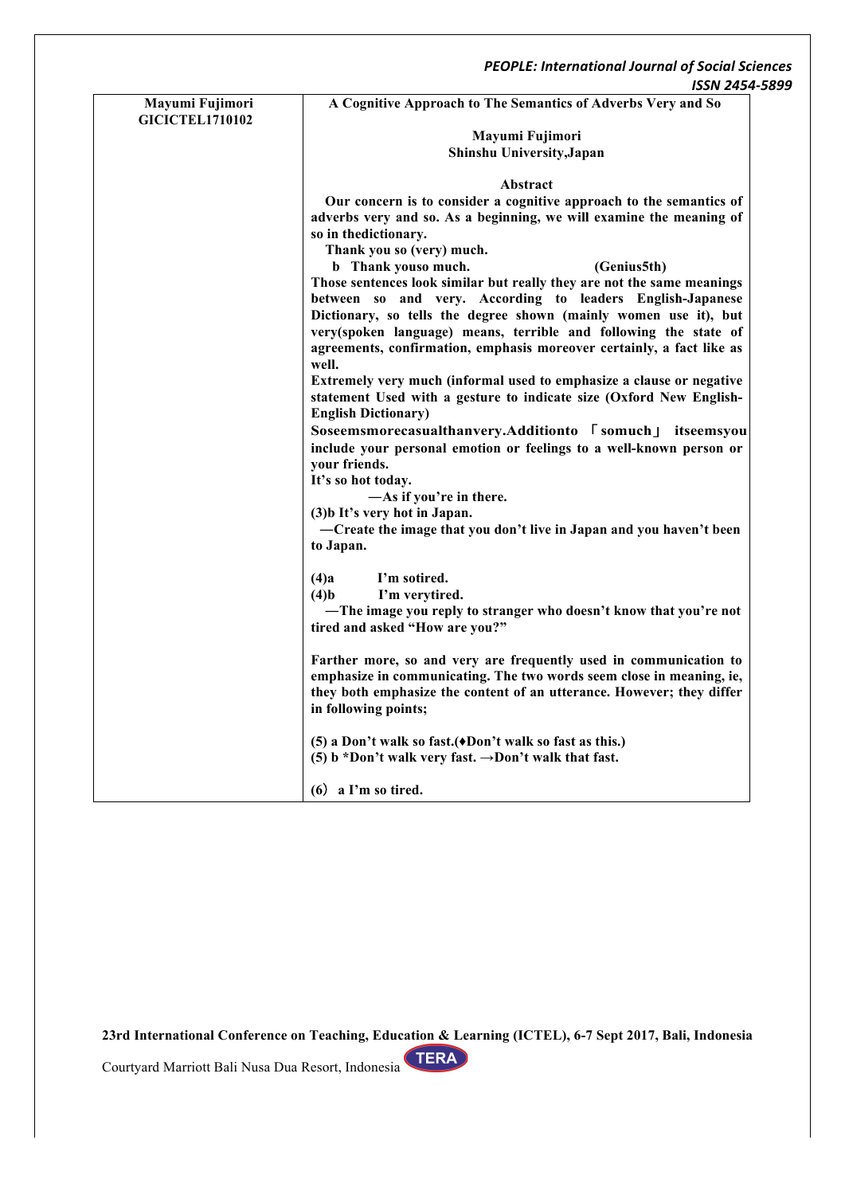| Mayumi Fujimori GICICTEL1710102 | **A Cognitive Approach to The Semantics of Adverbs Very and So** |
|---|---|

**Mayumi Fujimori**
**Shinshu University,Japan**

**Abstract**

**Our concern is to consider a cognitive approach to the semantics of adverbs very and so. As a beginning, we will examine the meaning of so in thedictionary.**

**Thank you so (very) much.**

**b Thank youso much. (Genius5th)**

**Those sentences look similar but really they are not the same meanings between so and very. According to leaders English-Japanese Dictionary, so tells the degree shown (mainly women use it), but very(spoken language) means, terrible and following the state of agreements, confirmation, emphasis moreover certainly, a fact like as well.**

**Extremely very much (informal used to emphasize a clause or negative statement Used with a gesture to indicate size (Oxford New English-English Dictionary)**

**Soseemsmorecasualthanvery.Additionto 「somuch」 itseemsyou include your personal emotion or feelings to a well-known person or your friends.**

**It's so hot today.**

**—As if you're in there.**

**(3)b It's very hot in Japan.**

**—Create the image that you don't live in Japan and you haven't been to Japan.**

**(4)a I'm sotired.**

**(4)b I'm verytired.**

**—The image you reply to stranger who doesn't know that you're not tired and asked "How are you?"**

**Farther more, so and very are frequently used in communication to emphasize in communicating. The two words seem close in meaning, ie, they both emphasize the content of an utterance. However; they differ in following points;**

**(5) a Don't walk so fast.(♦Don't walk so fast as this.)**

**(5) b *Don't walk very fast. →Don't walk that fast.**

**(6) a I'm so tired.**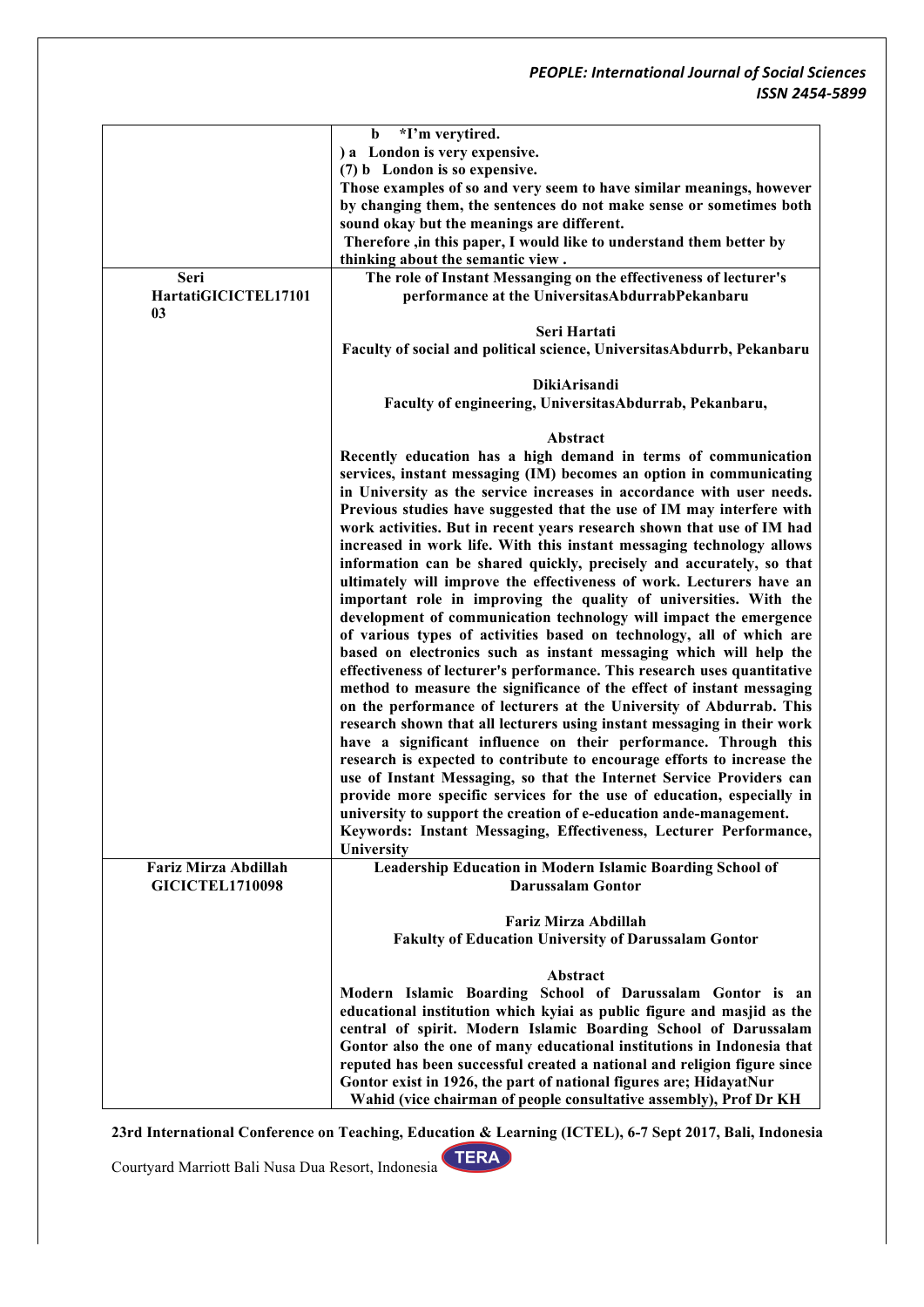| | |
|---|---|
| | **b \*I'm verytired.**<br>**) a London is very expensive.**<br>**(7) b London is so expensive.**<br>**Those examples of so and very seem to have similar meanings, however by changing them, the sentences do not make sense or sometimes both sound okay but the meanings are different.**<br>**Therefore ,in this paper, I would like to understand them better by thinking about the semantic view .** |
| **Seri HartatiGICICTEL1710103** | **The role of Instant Messanging on the effectiveness of lecturer's performance at the UniversitasAbdurrabPekanbaru**<br><br>**Seri Hartati**<br>**Faculty of social and political science, UniversitasAbdurrb, Pekanbaru**<br><br>**DikiArisandi**<br>**Faculty of engineering, UniversitasAbdurrab, Pekanbaru,**<br><br>**Abstract**<br>**Recently education has a high demand in terms of communication services, instant messaging (IM) becomes an option in communicating in University as the service increases in accordance with user needs. Previous studies have suggested that the use of IM may interfere with work activities. But in recent years research shown that use of IM had increased in work life. With this instant messaging technology allows information can be shared quickly, precisely and accurately, so that ultimately will improve the effectiveness of work. Lecturers have an important role in improving the quality of universities. With the development of communication technology will impact the emergence of various types of activities based on technology, all of which are based on electronics such as instant messaging which will help the effectiveness of lecturer's performance. This research uses quantitative method to measure the significance of the effect of instant messaging on the performance of lecturers at the University of Abdurrab. This research shown that all lecturers using instant messaging in their work have a significant influence on their performance. Through this research is expected to contribute to encourage efforts to increase the use of Instant Messaging, so that the Internet Service Providers can provide more specific services for the use of education, especially in university to support the creation of e-education ande-management.**<br>**Keywords: Instant Messaging, Effectiveness, Lecturer Performance, University** |
| **Fariz Mirza Abdillah GICICTEL1710098** | **Leadership Education in Modern Islamic Boarding School of Darussalam Gontor**<br><br>**Fariz Mirza Abdillah**<br>**Fakulty of Education University of Darussalam Gontor**<br><br>**Abstract**<br>**Modern Islamic Boarding School of Darussalam Gontor is an educational institution which kyiai as public figure and masjid as the central of spirit. Modern Islamic Boarding School of Darussalam Gontor also the one of many educational institutions in Indonesia that reputed has been successful created a national and religion figure since Gontor exist in 1926, the part of national figures are; HidayatNur Wahid (vice chairman of people consultative assembly), Prof Dr KH** |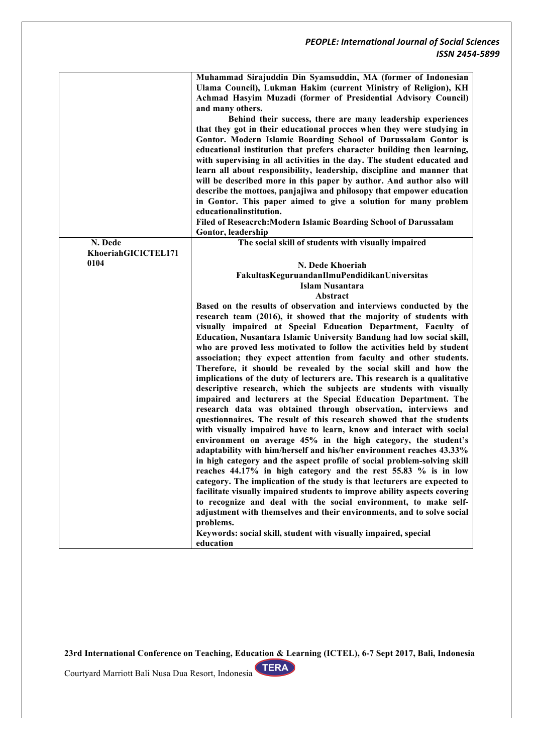| | |
|---|---|
| | **Muhammad Sirajuddin Din Syamsuddin, MA (former of Indonesian Ulama Council), Lukman Hakim (current Ministry of Religion), KH Achmad Hasyim Muzadi (former of Presidential Advisory Council) and many others.**<br>**Behind their success, there are many leadership experiences that they got in their educational procces when they were studying in Gontor. Modern Islamic Boarding School of Darussalam Gontor is educational institution that prefers character building then learning, with supervising in all activities in the day. The student educated and learn all about responsibility, leadership, discipline and manner that will be described more in this paper by author. And author also will describe the mottoes, panjajiwa and philosopy that empower education in Gontor. This paper aimed to give a solution for many problem educationalinstitution.**<br>**Filed of Reseacrch:Modern Islamic Boarding School of Darussalam Gontor, leadership** |
| **N. Dede KhoeriahGICICTEL1710104** | **The social skill of students with visually impaired**<br><br>**N. Dede Khoeriah**<br>**FakultasKeguruandanIlmuPendidikanUniversitas Islam Nusantara**<br>**Abstract**<br>**Based on the results of observation and interviews conducted by the research team (2016), it showed that the majority of students with visually impaired at Special Education Department, Faculty of Education, Nusantara Islamic University Bandung had low social skill, who are proved less motivated to follow the activities held by student association; they expect attention from faculty and other students. Therefore, it should be revealed by the social skill and how the implications of the duty of lecturers are. This research is a qualitative descriptive research, which the subjects are students with visually impaired and lecturers at the Special Education Department. The research data was obtained through observation, interviews and questionnaires. The result of this research showed that the students with visually impaired have to learn, know and interact with social environment on average 45% in the high category, the student's adaptability with him/herself and his/her environment reaches 43.33% in high category and the aspect profile of social problem-solving skill reaches 44.17% in high category and the rest 55.83 % is in low category. The implication of the study is that lecturers are expected to facilitate visually impaired students to improve ability aspects covering to recognize and deal with the social environment, to make self-adjustment with themselves and their environments, and to solve social problems.**<br>**Keywords: social skill, student with visually impaired, special education** |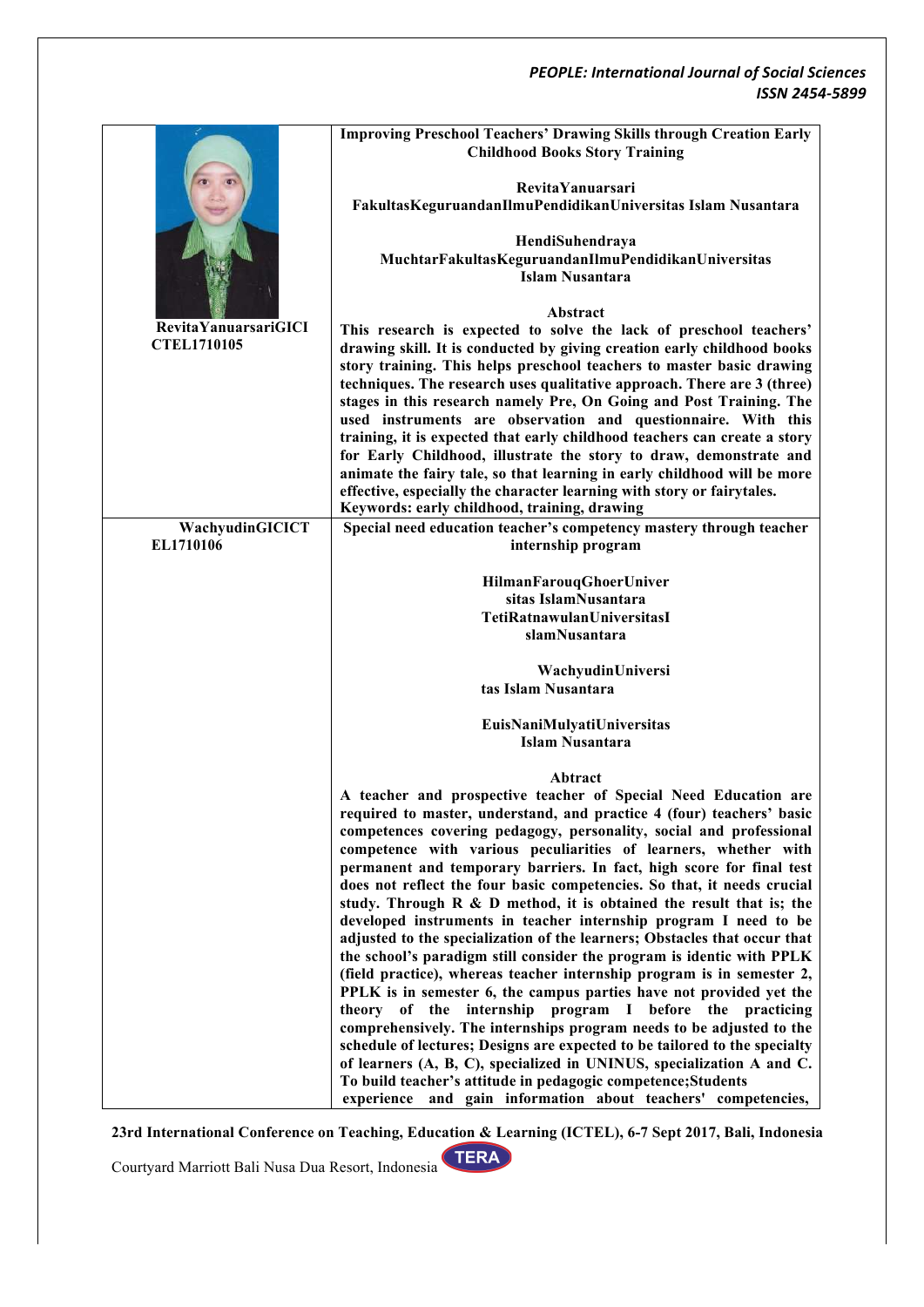| | |
|---|---|
| **RevitaYanuarsariGICI CTEL1710105** | **Improving Preschool Teachers' Drawing Skills through Creation Early Childhood Books Story Training**<br><br>**RevitaYanuarsari**<br>**FakultasKeguruandanIlmuPendidikanUniversitas Islam Nusantara**<br><br>**HendiSuhendraya**<br>**MuchtarFakultasKeguruandanIlmuPendidikanUniversitas Islam Nusantara**<br><br>**Abstract**<br>**This research is expected to solve the lack of preschool teachers' drawing skill. It is conducted by giving creation early childhood books story training. This helps preschool teachers to master basic drawing techniques. The research uses qualitative approach. There are 3 (three) stages in this research namely Pre, On Going and Post Training. The used instruments are observation and questionnaire. With this training, it is expected that early childhood teachers can create a story for Early Childhood, illustrate the story to draw, demonstrate and animate the fairy tale, so that learning in early childhood will be more effective, especially the character learning with story or fairytales.**<br>**Keywords: early childhood, training, drawing** |
| **WachyudinGICICT EL1710106** | **Special need education teacher's competency mastery through teacher internship program**<br><br>**HilmanFarouqGhoerUniversitas IslamNusantara**<br>**TetiRatnawulanUniversitasIslamNusantara**<br><br>**WachyudinUniversitas Islam Nusantara**<br><br>**EuisNaniMulyatiUniversitas Islam Nusantara**<br><br>**Abtract**<br>**A teacher and prospective teacher of Special Need Education are required to master, understand, and practice 4 (four) teachers' basic competences covering pedagogy, personality, social and professional competence with various peculiarities of learners, whether with permanent and temporary barriers. In fact, high score for final test does not reflect the four basic competencies. So that, it needs crucial study. Through R & D method, it is obtained the result that is; the developed instruments in teacher internship program I need to be adjusted to the specialization of the learners; Obstacles that occur that the school's paradigm still consider the program is identic with PPLK (field practice), whereas teacher internship program is in semester 2, PPLK is in semester 6, the campus parties have not provided yet the theory of the internship program I before the practicing comprehensively. The internships program needs to be adjusted to the schedule of lectures; Designs are expected to be tailored to the specialty of learners (A, B, C), specialized in UNINUS, specialization A and C. To build teacher's attitude in pedagogic competence;Students experience and gain information about teachers' competencies,** |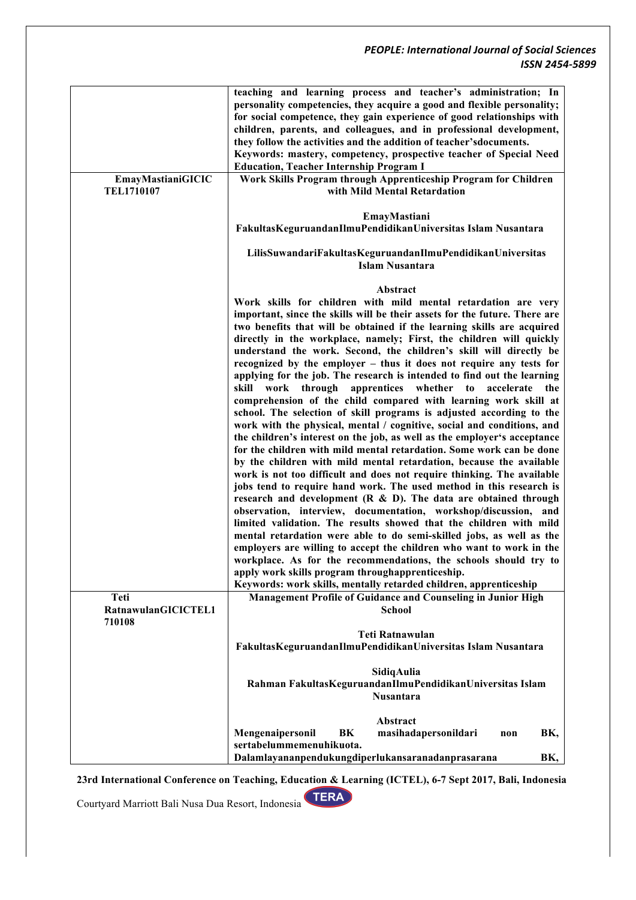| | |
|---|---|
| | **teaching and learning process and teacher's administration; In personality competencies, they acquire a good and flexible personality; for social competence, they gain experience of good relationships with children, parents, and colleagues, and in professional development, they follow the activities and the addition of teacher'sdocuments.**<br>**Keywords: mastery, competency, prospective teacher of Special Need Education, Teacher Internship Program I** |
| **EmayMastianiGICIC TEL1710107** | **Work Skills Program through Apprenticeship Program for Children with Mild Mental Retardation**<br><br>**EmayMastiani**<br>**FakultasKeguruandanIlmuPendidikanUniversitas Islam Nusantara**<br><br>**LilisSuwandariFakultasKeguruandanIlmuPendidikanUniversitas Islam Nusantara**<br><br>**Abstract**<br>**Work skills for children with mild mental retardation are very important, since the skills will be their assets for the future. There are two benefits that will be obtained if the learning skills are acquired directly in the workplace, namely; First, the children will quickly understand the work. Second, the children's skill will directly be recognized by the employer – thus it does not require any tests for applying for the job. The research is intended to find out the learning skill work through apprentices whether to accelerate the comprehension of the child compared with learning work skill at school. The selection of skill programs is adjusted according to the work with the physical, mental / cognitive, social and conditions, and the children's interest on the job, as well as the employer's acceptance for the children with mild mental retardation. Some work can be done by the children with mild mental retardation, because the available work is not too difficult and does not require thinking. The available jobs tend to require hand work. The used method in this research is research and development (R & D). The data are obtained through observation, interview, documentation, workshop/discussion, and limited validation. The results showed that the children with mild mental retardation were able to do semi-skilled jobs, as well as the employers are willing to accept the children who want to work in the workplace. As for the recommendations, the schools should try to apply work skills program throughapprenticeship.**<br>**Keywords: work skills, mentally retarded children, apprenticeship** |
| **Teti RatnawulanGICICTEL1 710108** | **Management Profile of Guidance and Counseling in Junior High School**<br><br>**Teti Ratnawulan**<br>**FakultasKeguruandanIlmuPendidikanUniversitas Islam Nusantara**<br><br>**SidiqAulia**<br>**Rahman FakultasKeguruandanIlmuPendidikanUniversitas Islam Nusantara**<br><br>**Abstract**<br>**Mengenaipersonil BK masihadapersonildari non BK, sertabelummemenuhikuota.**<br>**Dalamlayananpendukungdiperlukansaranadanprasarana BK,** |

**23rd International Conference on Teaching, Education & Learning (ICTEL), 6-7 Sept 2017, Bali, Indonesia**

Courtyard Marriott Bali Nusa Dua Resort, Indonesia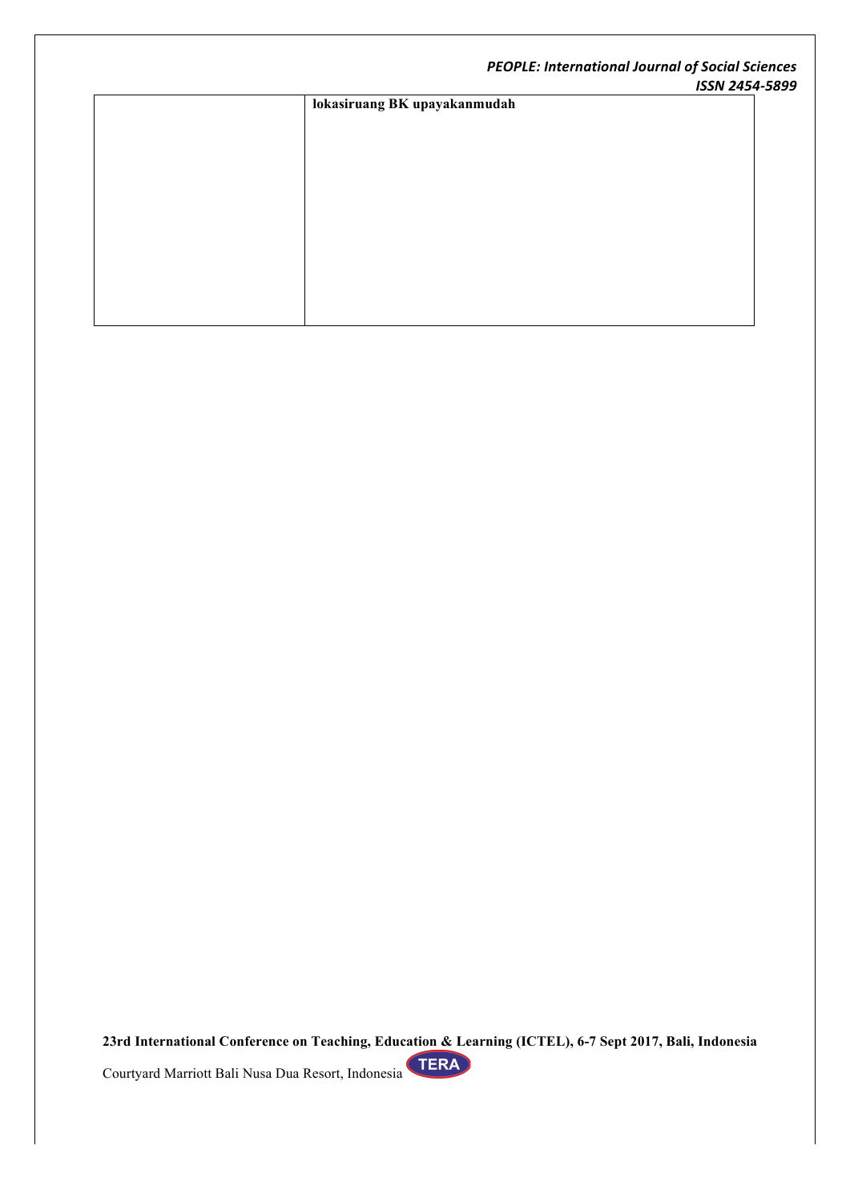| | |
|---|---|
| | **lokasiruang BK upayakanmudah** |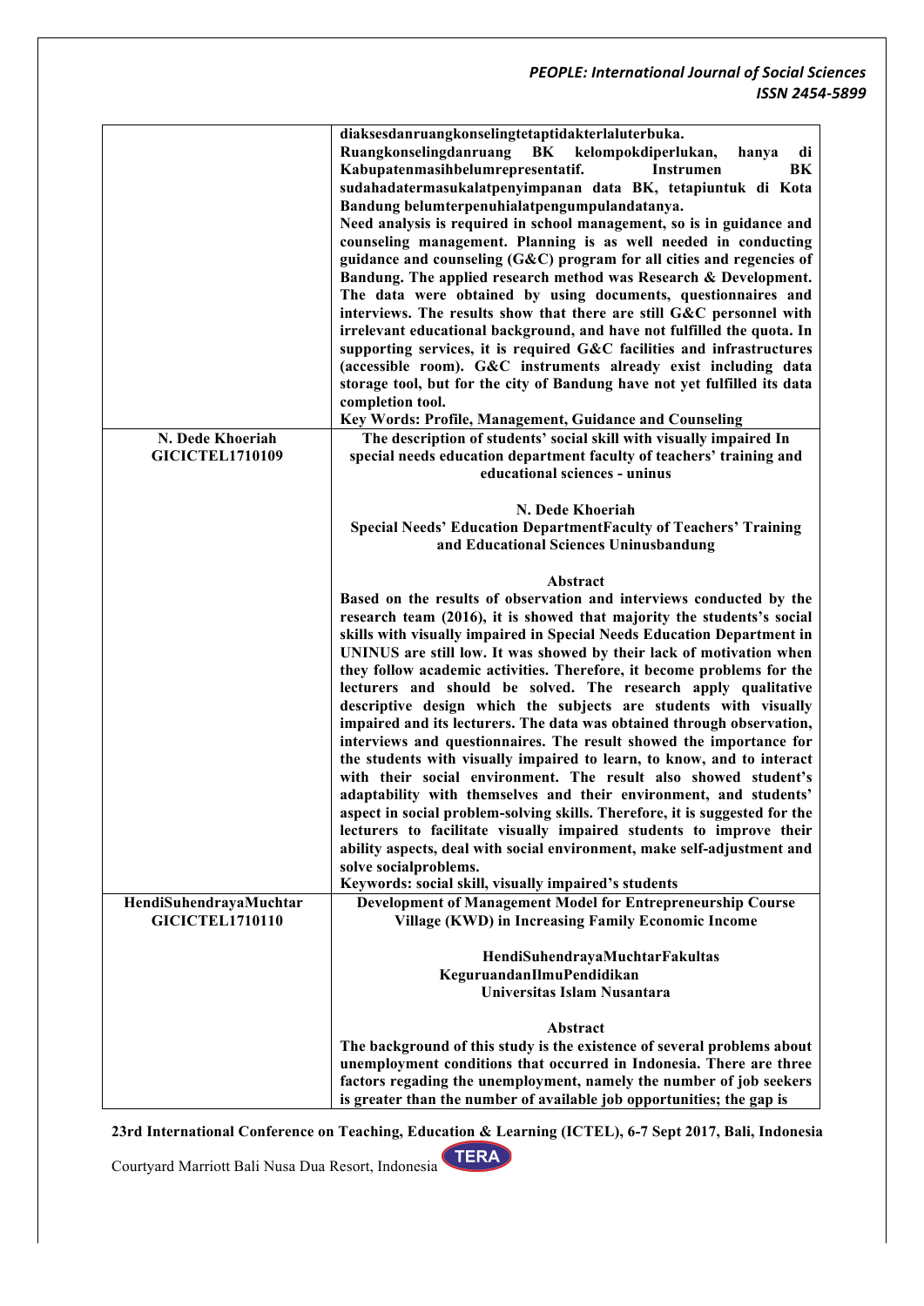| | |
|---|---|
| | **diaksesdanruangkonselingtetaptidakterlaluterbuka. Ruangkonselingdanruang BK kelompokdiperlukan, hanya di Kabupatenmasihbelumrepresentatif. Instrumen BK sudahadatermasukalatpenyimpanan data BK, tetapiuntuk di Kota Bandung belumterpenuhialatpengumpulandatanya.** **Need analysis is required in school management, so is in guidance and counseling management. Planning is as well needed in conducting guidance and counseling (G&C) program for all cities and regencies of Bandung. The applied research method was Research & Development. The data were obtained by using documents, questionnaires and interviews. The results show that there are still G&C personnel with irrelevant educational background, and have not fulfilled the quota. In supporting services, it is required G&C facilities and infrastructures (accessible room). G&C instruments already exist including data storage tool, but for the city of Bandung have not yet fulfilled its data completion tool.** **Key Words: Profile, Management, Guidance and Counseling** |
| **N. Dede Khoeriah GICICTEL1710109** | **The description of students' social skill with visually impaired In special needs education department faculty of teachers' training and educational sciences - uninus** **N. Dede Khoeriah** **Special Needs' Education DepartmentFaculty of Teachers' Training and Educational Sciences Uninusbandung** **Abstract** **Based on the results of observation and interviews conducted by the research team (2016), it is showed that majority the students's social skills with visually impaired in Special Needs Education Department in UNINUS are still low. It was showed by their lack of motivation when they follow academic activities. Therefore, it become problems for the lecturers and should be solved. The research apply qualitative descriptive design which the subjects are students with visually impaired and its lecturers. The data was obtained through observation, interviews and questionnaires. The result showed the importance for the students with visually impaired to learn, to know, and to interact with their social environment. The result also showed student's adaptability with themselves and their environment, and students' aspect in social problem-solving skills. Therefore, it is suggested for the lecturers to facilitate visually impaired students to improve their ability aspects, deal with social environment, make self-adjustment and solve socialproblems.** **Keywords: social skill, visually impaired's students** |
| **HendiSuhendrayaMuchtar GICICTEL1710110** | **Development of Management Model for Entrepreneurship Course Village (KWD) in Increasing Family Economic Income** **HendiSuhendrayaMuchtarFakultas KeguruandanIlmuPendidikan Universitas Islam Nusantara** **Abstract** **The background of this study is the existence of several problems about unemployment conditions that occurred in Indonesia. There are three factors regading the unemployment, namely the number of job seekers is greater than the number of available job opportunities; the gap is** |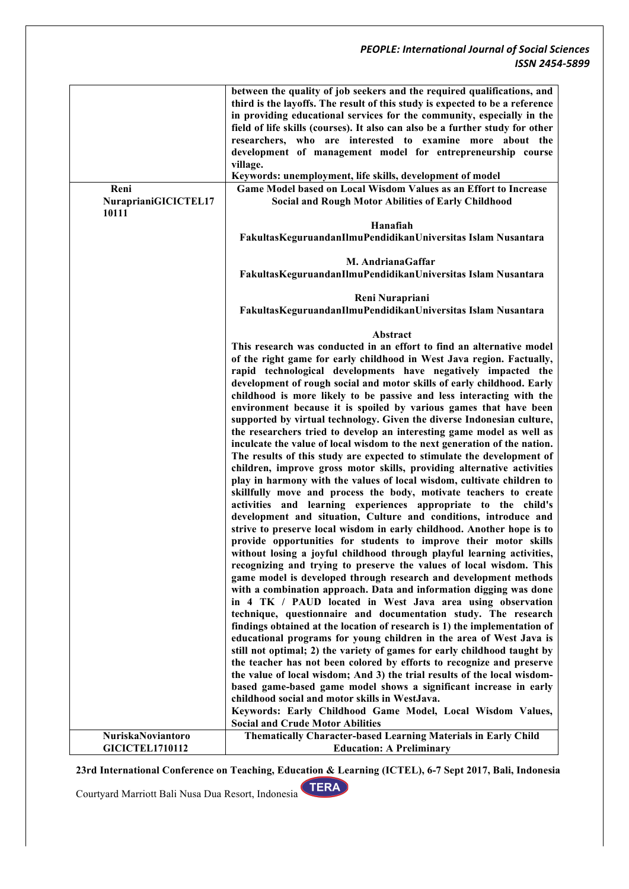| | |
|---|---|
| | **between the quality of job seekers and the required qualifications, and third is the layoffs. The result of this study is expected to be a reference in providing educational services for the community, especially in the field of life skills (courses). It also can also be a further study for other researchers, who are interested to examine more about the development of management model for entrepreneurship course village.** <br> **Keywords: unemployment, life skills, development of model** |
| **Reni NuraprianiGICICTEL1710111** | **Game Model based on Local Wisdom Values as an Effort to Increase Social and Rough Motor Abilities of Early Childhood** <br><br> **Hanafiah** <br> **FakultasKeguruandanIlmuPendidikanUniversitas Islam Nusantara** <br><br> **M. AndrianaGaffar** <br> **FakultasKeguruandanIlmuPendidikanUniversitas Islam Nusantara** <br><br> **Reni Nurapriani** <br> **FakultasKeguruandanIlmuPendidikanUniversitas Islam Nusantara** <br><br> **Abstract** <br> **This research was conducted in an effort to find an alternative model of the right game for early childhood in West Java region. Factually, rapid technological developments have negatively impacted the development of rough social and motor skills of early childhood. Early childhood is more likely to be passive and less interacting with the environment because it is spoiled by various games that have been supported by virtual technology. Given the diverse Indonesian culture, the researchers tried to develop an interesting game model as well as inculcate the value of local wisdom to the next generation of the nation. The results of this study are expected to stimulate the development of children, improve gross motor skills, providing alternative activities play in harmony with the values of local wisdom, cultivate children to skillfully move and process the body, motivate teachers to create activities and learning experiences appropriate to the child's development and situation, Culture and conditions, introduce and strive to preserve local wisdom in early childhood. Another hope is to provide opportunities for students to improve their motor skills without losing a joyful childhood through playful learning activities, recognizing and trying to preserve the values of local wisdom. This game model is developed through research and development methods with a combination approach. Data and information digging was done in 4 TK / PAUD located in West Java area using observation technique, questionnaire and documentation study. The research findings obtained at the location of research is 1) the implementation of educational programs for young children in the area of West Java is still not optimal; 2) the variety of games for early childhood taught by the teacher has not been colored by efforts to recognize and preserve the value of local wisdom; And 3) the trial results of the local wisdom-based game-based game model shows a significant increase in early childhood social and motor skills in WestJava.** <br> **Keywords: Early Childhood Game Model, Local Wisdom Values, Social and Crude Motor Abilities** |
| **NuriskaNoviantoro GICICTEL1710112** | **Thematically Character-based Learning Materials in Early Child Education: A Preliminary** |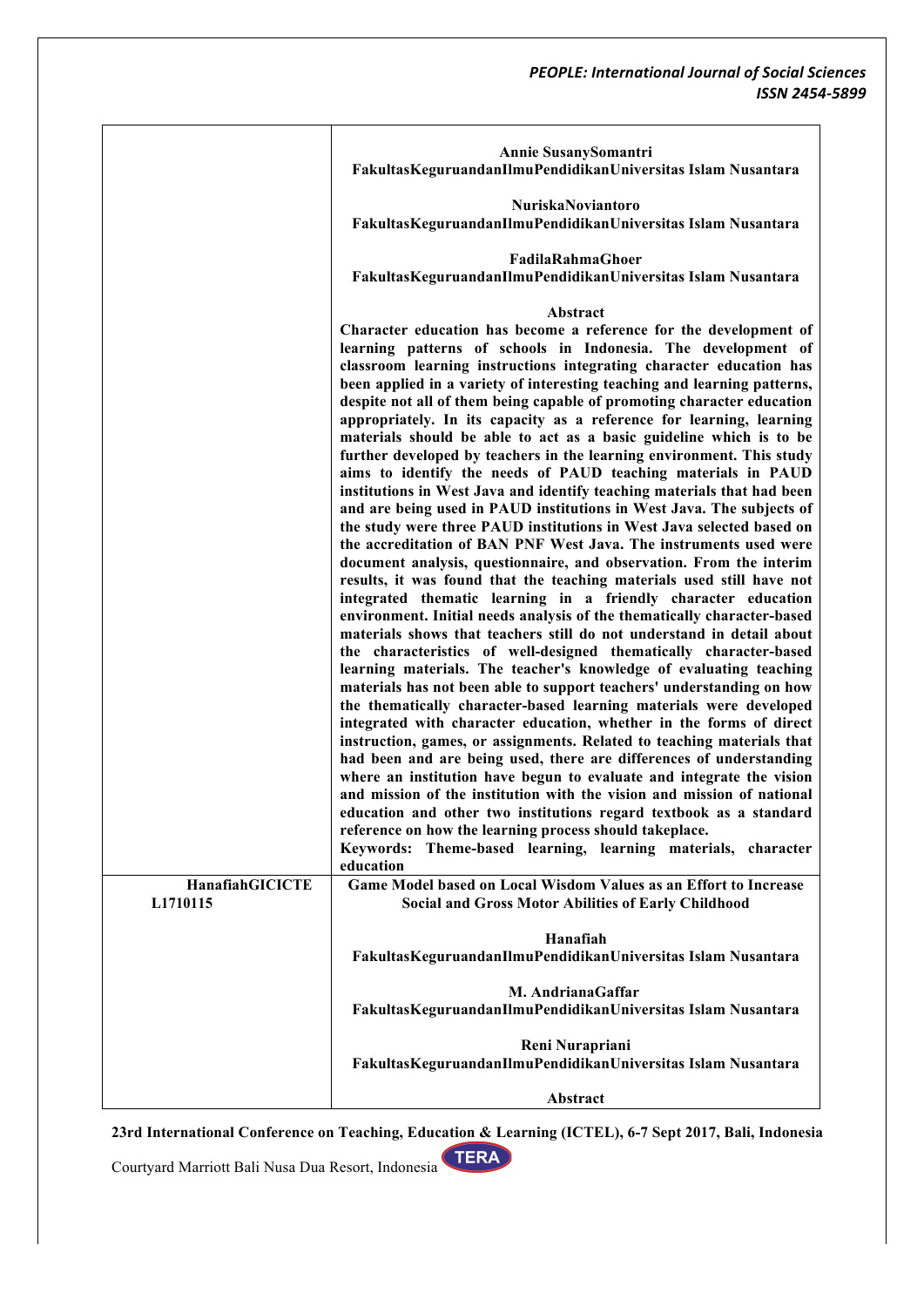| | |
|---|---|
| | **Annie SusanySomantri**<br>**FakultasKeguruandanIlmuPendidikanUniversitas Islam Nusantara**<br><br>**NuriskaNoviantoro**<br>**FakultasKeguruandanIlmuPendidikanUniversitas Islam Nusantara**<br><br>**FadilaRahmaGhoer**<br>**FakultasKeguruandanIlmuPendidikanUniversitas Islam Nusantara**<br><br>**Abstract**<br>**Character education has become a reference for the development of learning patterns of schools in Indonesia. The development of classroom learning instructions integrating character education has been applied in a variety of interesting teaching and learning patterns, despite not all of them being capable of promoting character education appropriately. In its capacity as a reference for learning, learning materials should be able to act as a basic guideline which is to be further developed by teachers in the learning environment. This study aims to identify the needs of PAUD teaching materials in PAUD institutions in West Java and identify teaching materials that had been and are being used in PAUD institutions in West Java. The subjects of the study were three PAUD institutions in West Java selected based on the accreditation of BAN PNF West Java. The instruments used were document analysis, questionnaire, and observation. From the interim results, it was found that the teaching materials used still have not integrated thematic learning in a friendly character education environment. Initial needs analysis of the thematically character-based materials shows that teachers still do not understand in detail about the characteristics of well-designed thematically character-based learning materials. The teacher's knowledge of evaluating teaching materials has not been able to support teachers' understanding on how the thematically character-based learning materials were developed integrated with character education, whether in the forms of direct instruction, games, or assignments. Related to teaching materials that had been and are being used, there are differences of understanding where an institution have begun to evaluate and integrate the vision and mission of the institution with the vision and mission of national education and other two institutions regard textbook as a standard reference on how the learning process should takeplace.**<br>**Keywords: Theme-based learning, learning materials, character education** |
| **HanafiahGICICTE L1710115** | **Game Model based on Local Wisdom Values as an Effort to Increase Social and Gross Motor Abilities of Early Childhood**<br><br>**Hanafiah**<br>**FakultasKeguruandanIlmuPendidikanUniversitas Islam Nusantara**<br><br>**M. AndrianaGaffar**<br>**FakultasKeguruandanIlmuPendidikanUniversitas Islam Nusantara**<br><br>**Reni Nurapriani**<br>**FakultasKeguruandanIlmuPendidikanUniversitas Islam Nusantara**<br><br>**Abstract** |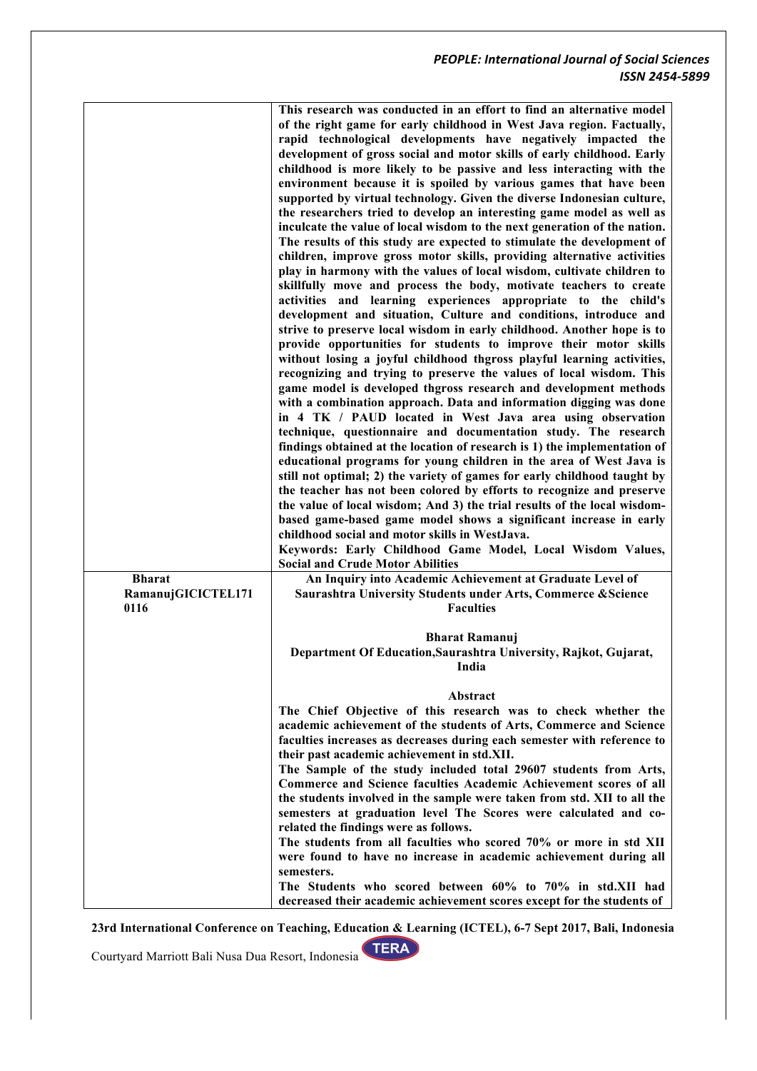| | |
|---|---|
| | This research was conducted in an effort to find an alternative model of the right game for early childhood in West Java region. Factually, rapid technological developments have negatively impacted the development of gross social and motor skills of early childhood. Early childhood is more likely to be passive and less interacting with the environment because it is spoiled by various games that have been supported by virtual technology. Given the diverse Indonesian culture, the researchers tried to develop an interesting game model as well as inculcate the value of local wisdom to the next generation of the nation. The results of this study are expected to stimulate the development of children, improve gross motor skills, providing alternative activities play in harmony with the values of local wisdom, cultivate children to skillfully move and process the body, motivate teachers to create activities and learning experiences appropriate to the child's development and situation, Culture and conditions, introduce and strive to preserve local wisdom in early childhood. Another hope is to provide opportunities for students to improve their motor skills without losing a joyful childhood thgross playful learning activities, recognizing and trying to preserve the values of local wisdom. This game model is developed thgross research and development methods with a combination approach. Data and information digging was done in 4 TK / PAUD located in West Java area using observation technique, questionnaire and documentation study. The research findings obtained at the location of research is 1) the implementation of educational programs for young children in the area of West Java is still not optimal; 2) the variety of games for early childhood taught by the teacher has not been colored by efforts to recognize and preserve the value of local wisdom; And 3) the trial results of the local wisdom-based game-based game model shows a significant increase in early childhood social and motor skills in WestJava.<br>Keywords: Early Childhood Game Model, Local Wisdom Values, Social and Crude Motor Abilities |
| Bharat RamanujGICICTEL1710116 | An Inquiry into Academic Achievement at Graduate Level of Saurashtra University Students under Arts, Commerce &Science Faculties<br><br>Bharat Ramanuj<br>Department Of Education,Saurashtra University, Rajkot, Gujarat, India<br><br>Abstract<br>The Chief Objective of this research was to check whether the academic achievement of the students of Arts, Commerce and Science faculties increases as decreases during each semester with reference to their past academic achievement in std.XII.<br>The Sample of the study included total 29607 students from Arts, Commerce and Science faculties Academic Achievement scores of all the students involved in the sample were taken from std. XII to all the semesters at graduation level The Scores were calculated and co-related the findings were as follows.<br>The students from all faculties who scored 70% or more in std XII were found to have no increase in academic achievement during all semesters.<br>The Students who scored between 60% to 70% in std.XII had decreased their academic achievement scores except for the students of |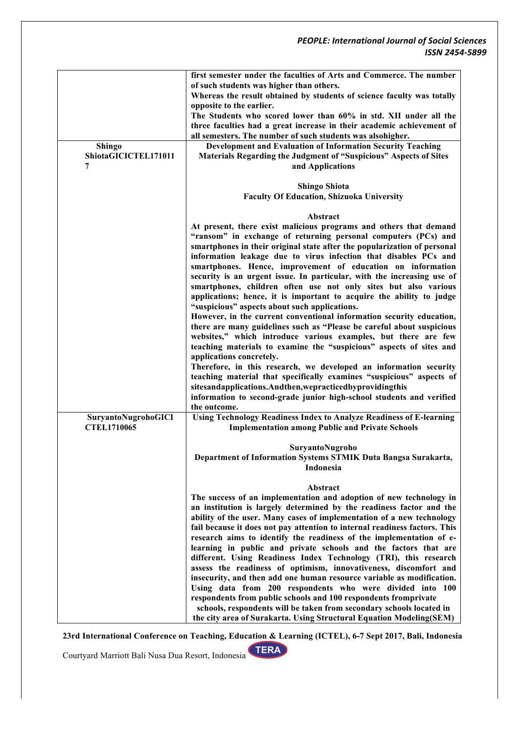| | |
|---|---|
| | **first semester under the faculties of Arts and Commerce. The number of such students was higher than others.**<br>**Whereas the result obtained by students of science faculty was totally opposite to the earlier.**<br>**The Students who scored lower than 60% in std. XII under all the three faculties had a great increase in their academic achievement of all semesters. The number of such students was alsohigher.** |
| **Shingo ShiotaGICICTEL1710117** | **Development and Evaluation of Information Security Teaching Materials Regarding the Judgment of "Suspicious" Aspects of Sites and Applications**<br><br>**Shingo Shiota**<br>**Faculty Of Education, Shizuoka University**<br><br>**Abstract**<br>**At present, there exist malicious programs and others that demand "ransom" in exchange of returning personal computers (PCs) and smartphones in their original state after the popularization of personal information leakage due to virus infection that disables PCs and smartphones. Hence, improvement of education on information security is an urgent issue. In particular, with the increasing use of smartphones, children often use not only sites but also various applications; hence, it is important to acquire the ability to judge "suspicious" aspects about such applications.**<br>**However, in the current conventional information security education, there are many guidelines such as "Please be careful about suspicious websites," which introduce various examples, but there are few teaching materials to examine the "suspicious" aspects of sites and applications concretely.**<br>**Therefore, in this research, we developed an information security teaching material that specifically examines "suspicious" aspects of sitesandapplications.Andthen,wepracticedbyprovidingthis information to second-grade junior high-school students and verified the outcome.** |
| **SuryantoNugrohoGICICTEL1710065** | **Using Technology Readiness Index to Analyze Readiness of E-learning Implementation among Public and Private Schools**<br><br>**SuryantoNugroho**<br>**Department of Information Systems STMIK Duta Bangsa Surakarta, Indonesia**<br><br>**Abstract**<br>**The success of an implementation and adoption of new technology in an institution is largely determined by the readiness factor and the ability of the user. Many cases of implementation of a new technology fail because it does not pay attention to internal readiness factors. This research aims to identify the readiness of the implementation of e-learning in public and private schools and the factors that are different. Using Readiness Index Technology (TRI), this research assess the readiness of optimism, innovativeness, discomfort and insecurity, and then add one human resource variable as modification. Using data from 200 respondents who were divided into 100 respondents from public schools and 100 respondents fromprivate schools, respondents will be taken from secondary schools located in the city area of Surakarta. Using Structural Equation Modeling(SEM)** |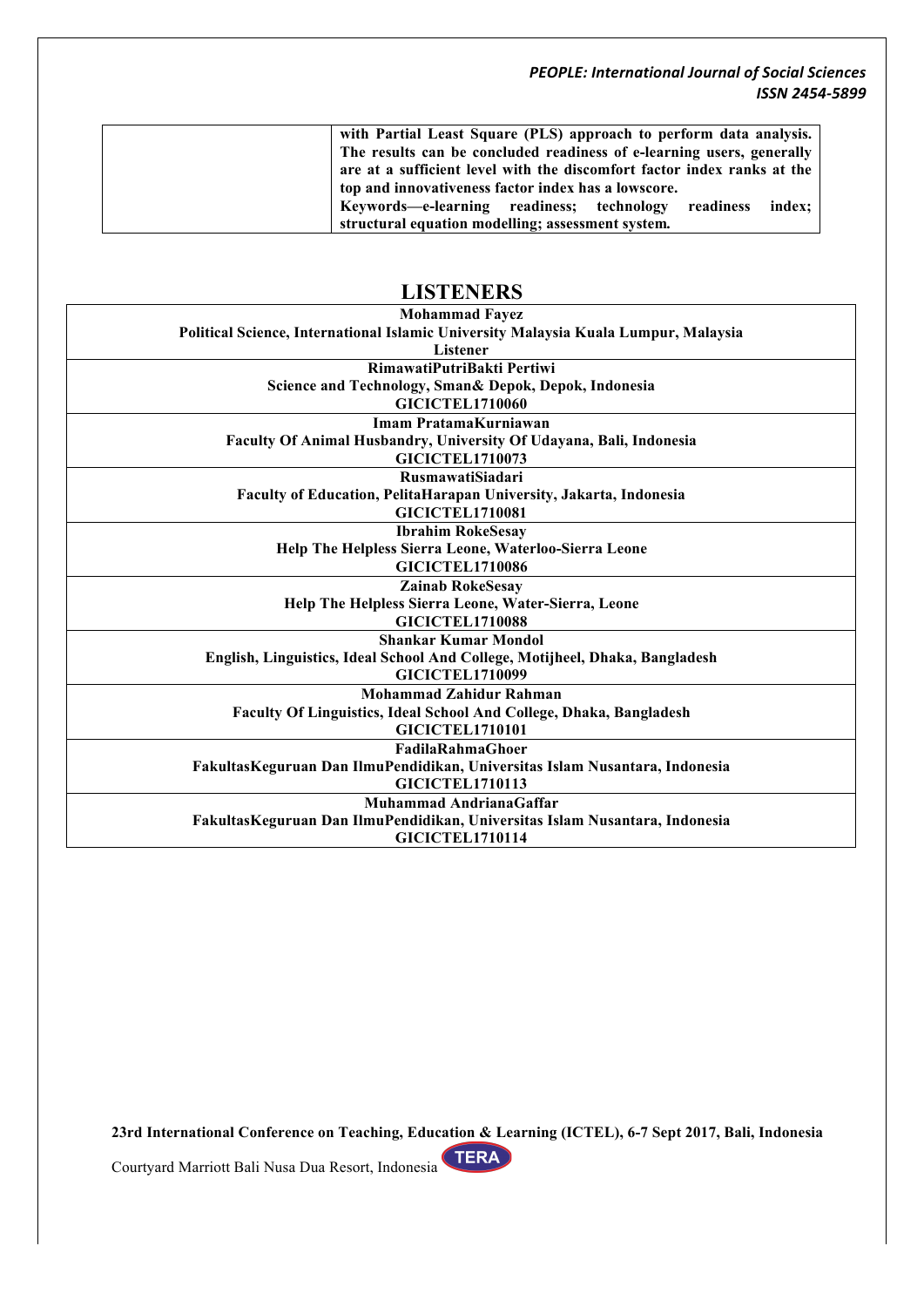| | |
|---|---|
| | **with Partial Least Square (PLS) approach to perform data analysis. The results can be concluded readiness of e-learning users, generally are at a sufficient level with the discomfort factor index ranks at the top and innovativeness factor index has a lowscore.** **Keywords—e-learning readiness; technology readiness index; structural equation modelling; assessment system.** |

## LISTENERS

| |
|---|
| **Mohammad Fayez**<br>**Political Science, International Islamic University Malaysia Kuala Lumpur, Malaysia**<br>**Listener** |
| **RimawatiPutriBakti Pertiwi**<br>**Science and Technology, Sman& Depok, Depok, Indonesia**<br>**GICICTEL1710060** |
| **Imam PratamaKurniawan**<br>**Faculty Of Animal Husbandry, University Of Udayana, Bali, Indonesia**<br>**GICICTEL1710073** |
| **RusmawatiSiadari**<br>**Faculty of Education, PelitaHarapan University, Jakarta, Indonesia**<br>**GICICTEL1710081** |
| **Ibrahim RokeSesay**<br>**Help The Helpless Sierra Leone, Waterloo-Sierra Leone**<br>**GICICTEL1710086** |
| **Zainab RokeSesay**<br>**Help The Helpless Sierra Leone, Water-Sierra, Leone**<br>**GICICTEL1710088** |
| **Shankar Kumar Mondol**<br>**English, Linguistics, Ideal School And College, Motijheel, Dhaka, Bangladesh**<br>**GICICTEL1710099** |
| **Mohammad Zahidur Rahman**<br>**Faculty Of Linguistics, Ideal School And College, Dhaka, Bangladesh**<br>**GICICTEL1710101** |
| **FadilaRahmaGhoer**<br>**FakultasKeguruan Dan IlmuPendidikan, Universitas Islam Nusantara, Indonesia**<br>**GICICTEL1710113** |
| **Muhammad AndrianaGaffar**<br>**FakultasKeguruan Dan IlmuPendidikan, Universitas Islam Nusantara, Indonesia**<br>**GICICTEL1710114** |